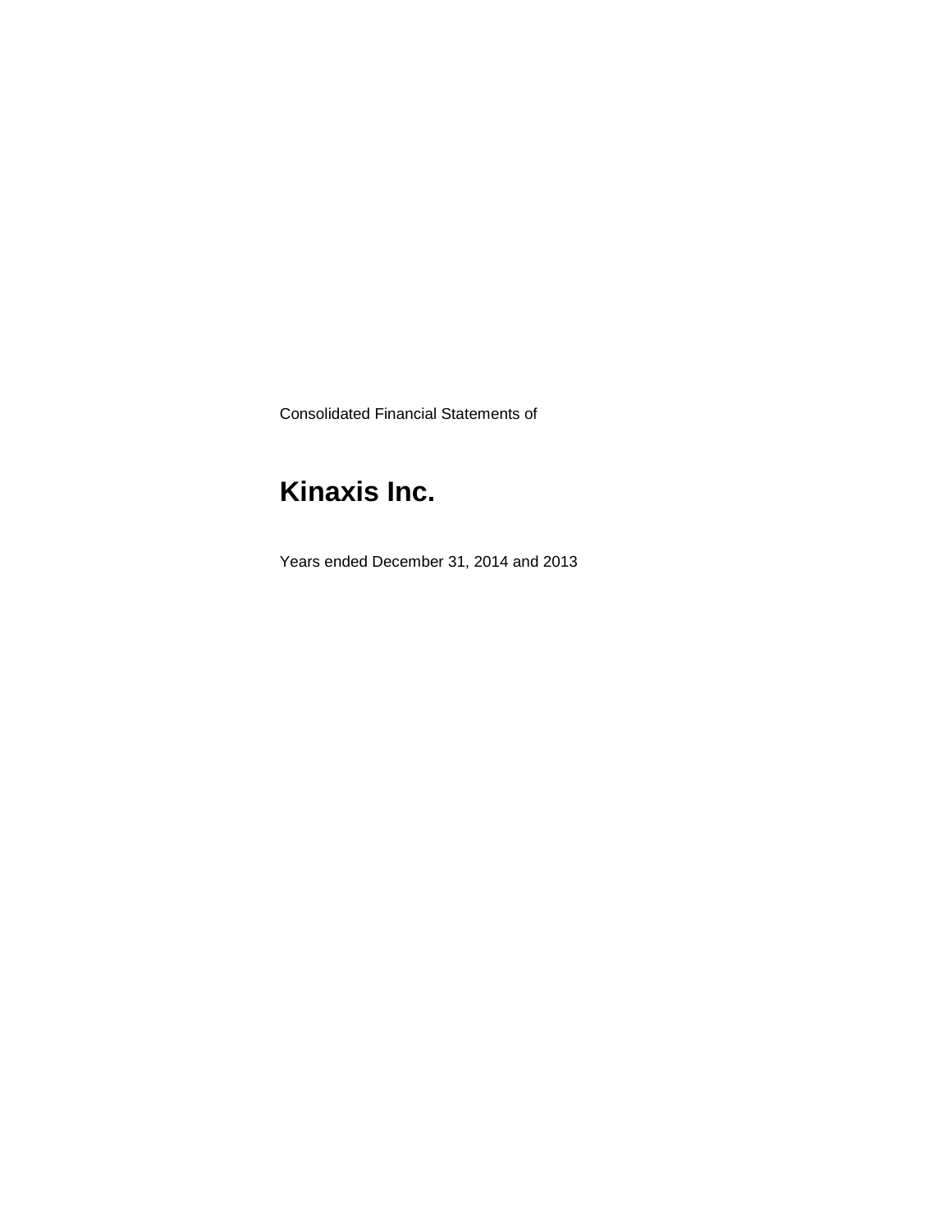Consolidated Financial Statements of

# Kinaxis Inc.

Years ended December 31, 2014 and 2013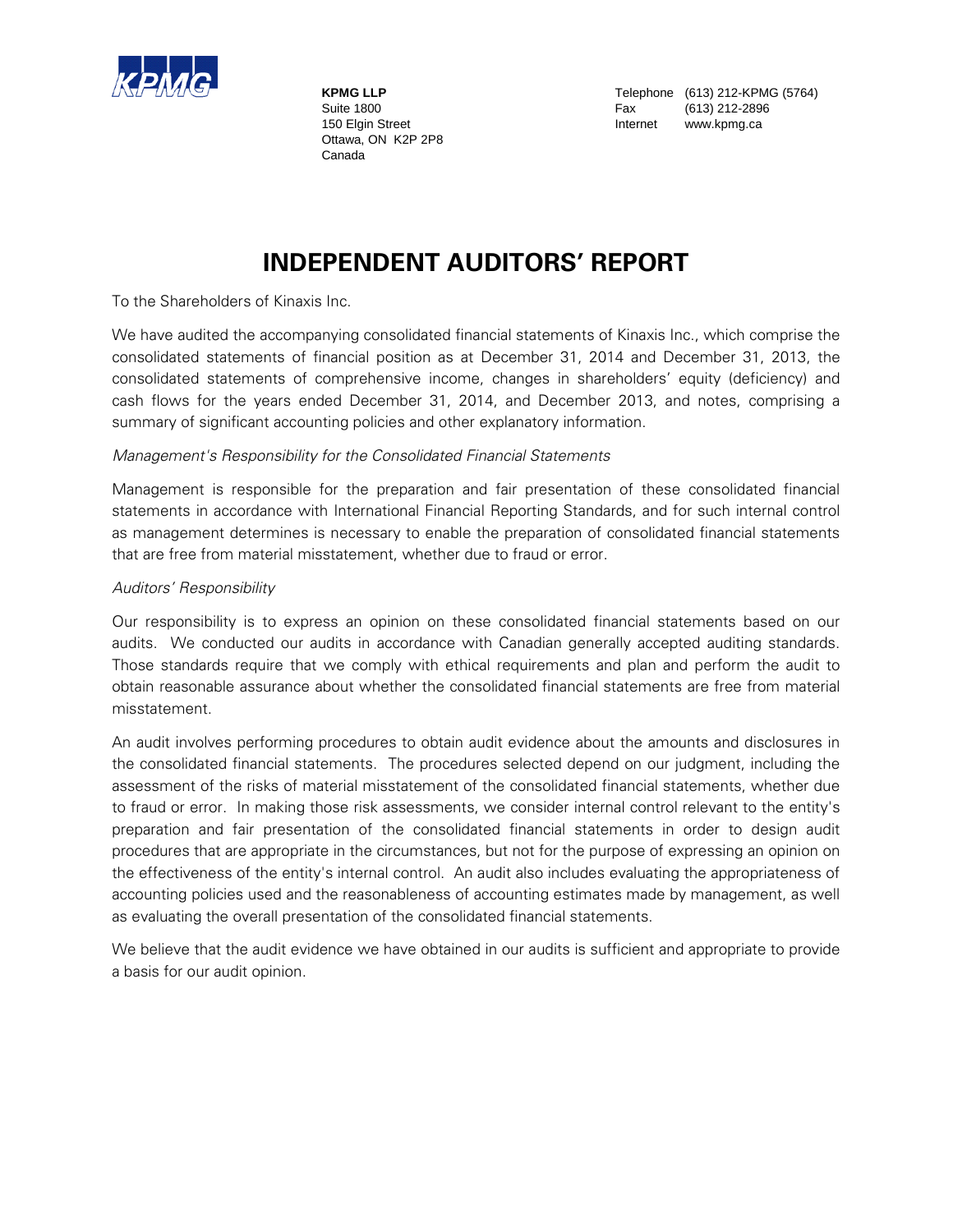**KPMG LLP**
Suite 1800
150 Elgin Street
Ottawa, ON K2P 2P8
Canada

Telephone (613) 212-KPMG (5764)
Fax (613) 212-2896
Internet www.kpmg.ca

# INDEPENDENT AUDITORS' REPORT

To the Shareholders of Kinaxis Inc.

We have audited the accompanying consolidated financial statements of Kinaxis Inc., which comprise the consolidated statements of financial position as at December 31, 2014 and December 31, 2013, the consolidated statements of comprehensive income, changes in shareholders' equity (deficiency) and cash flows for the years ended December 31, 2014, and December 2013, and notes, comprising a summary of significant accounting policies and other explanatory information.

*Management's Responsibility for the Consolidated Financial Statements*

Management is responsible for the preparation and fair presentation of these consolidated financial statements in accordance with International Financial Reporting Standards, and for such internal control as management determines is necessary to enable the preparation of consolidated financial statements that are free from material misstatement, whether due to fraud or error.

*Auditors' Responsibility*

Our responsibility is to express an opinion on these consolidated financial statements based on our audits. We conducted our audits in accordance with Canadian generally accepted auditing standards. Those standards require that we comply with ethical requirements and plan and perform the audit to obtain reasonable assurance about whether the consolidated financial statements are free from material misstatement.

An audit involves performing procedures to obtain audit evidence about the amounts and disclosures in the consolidated financial statements. The procedures selected depend on our judgment, including the assessment of the risks of material misstatement of the consolidated financial statements, whether due to fraud or error. In making those risk assessments, we consider internal control relevant to the entity's preparation and fair presentation of the consolidated financial statements in order to design audit procedures that are appropriate in the circumstances, but not for the purpose of expressing an opinion on the effectiveness of the entity's internal control. An audit also includes evaluating the appropriateness of accounting policies used and the reasonableness of accounting estimates made by management, as well as evaluating the overall presentation of the consolidated financial statements.

We believe that the audit evidence we have obtained in our audits is sufficient and appropriate to provide a basis for our audit opinion.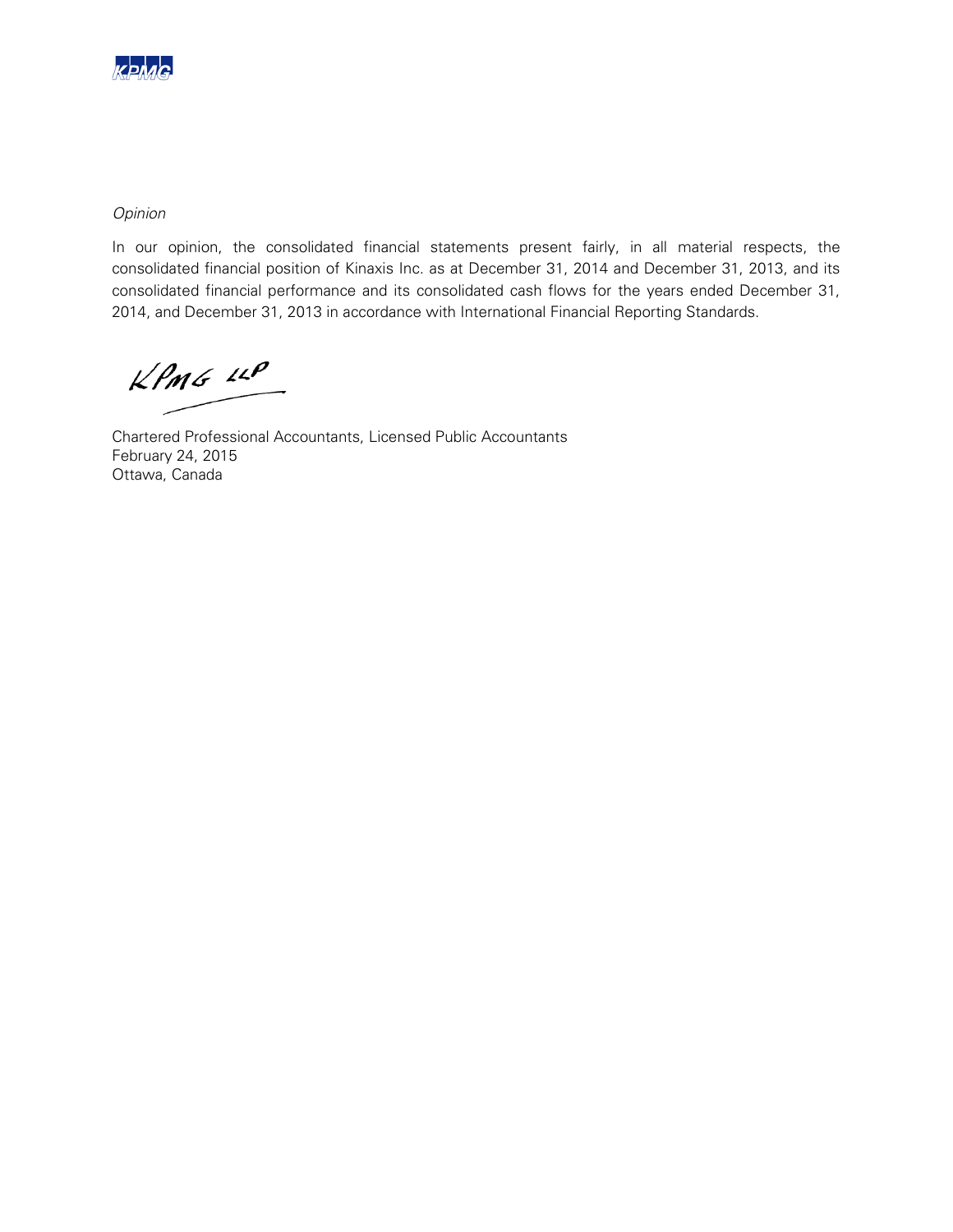*Opinion*

In our opinion, the consolidated financial statements present fairly, in all material respects, the consolidated financial position of Kinaxis Inc. as at December 31, 2014 and December 31, 2013, and its consolidated financial performance and its consolidated cash flows for the years ended December 31, 2014, and December 31, 2013 in accordance with International Financial Reporting Standards.

KPMG LLP

Chartered Professional Accountants, Licensed Public Accountants
February 24, 2015
Ottawa, Canada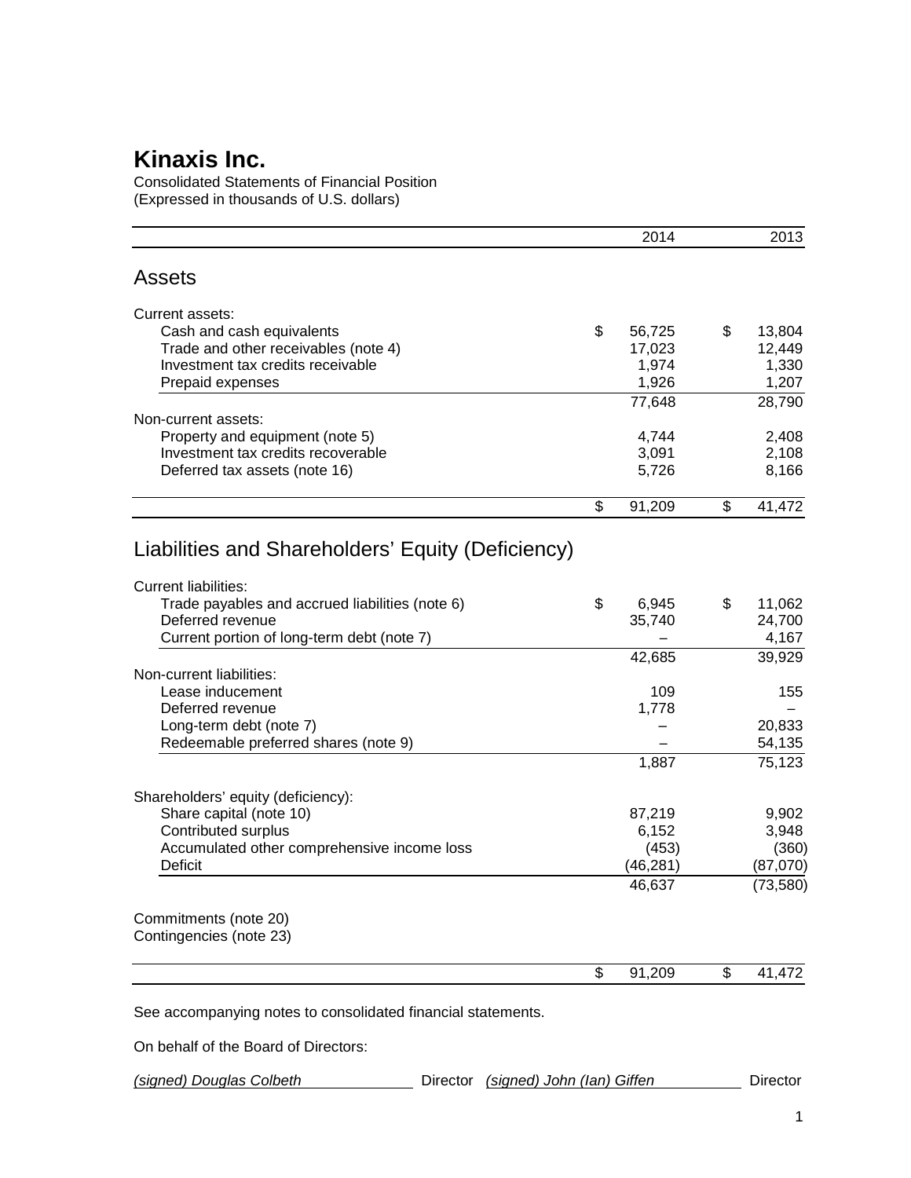# Kinaxis Inc.

Consolidated Statements of Financial Position
(Expressed in thousands of U.S. dollars)

| | 2014 | 2013 |
|---|---|---|
| **Assets** | | |
| Current assets: | | |
| Cash and cash equivalents | $ 56,725 | $ 13,804 |
| Trade and other receivables (note 4) | 17,023 | 12,449 |
| Investment tax credits receivable | 1,974 | 1,330 |
| Prepaid expenses | 1,926 | 1,207 |
| | 77,648 | 28,790 |
| Non-current assets: | | |
| Property and equipment (note 5) | 4,744 | 2,408 |
| Investment tax credits recoverable | 3,091 | 2,108 |
| Deferred tax assets (note 16) | 5,726 | 8,166 |
| | $ 91,209 | $ 41,472 |
| **Liabilities and Shareholders' Equity (Deficiency)** | | |
| Current liabilities: | | |
| Trade payables and accrued liabilities (note 6) | $ 6,945 | $ 11,062 |
| Deferred revenue | 35,740 | 24,700 |
| Current portion of long-term debt (note 7) | – | 4,167 |
| | 42,685 | 39,929 |
| Non-current liabilities: | | |
| Lease inducement | 109 | 155 |
| Deferred revenue | 1,778 | – |
| Long-term debt (note 7) | – | 20,833 |
| Redeemable preferred shares (note 9) | – | 54,135 |
| | 1,887 | 75,123 |
| Shareholders' equity (deficiency): | | |
| Share capital (note 10) | 87,219 | 9,902 |
| Contributed surplus | 6,152 | 3,948 |
| Accumulated other comprehensive income loss | (453) | (360) |
| Deficit | (46,281) | (87,070) |
| | 46,637 | (73,580) |
| Commitments (note 20) | | |
| Contingencies (note 23) | | |
| | $ 91,209 | $ 41,472 |

See accompanying notes to consolidated financial statements.

On behalf of the Board of Directors:

*(signed) Douglas Colbeth* Director *(signed) John (Ian) Giffen* Director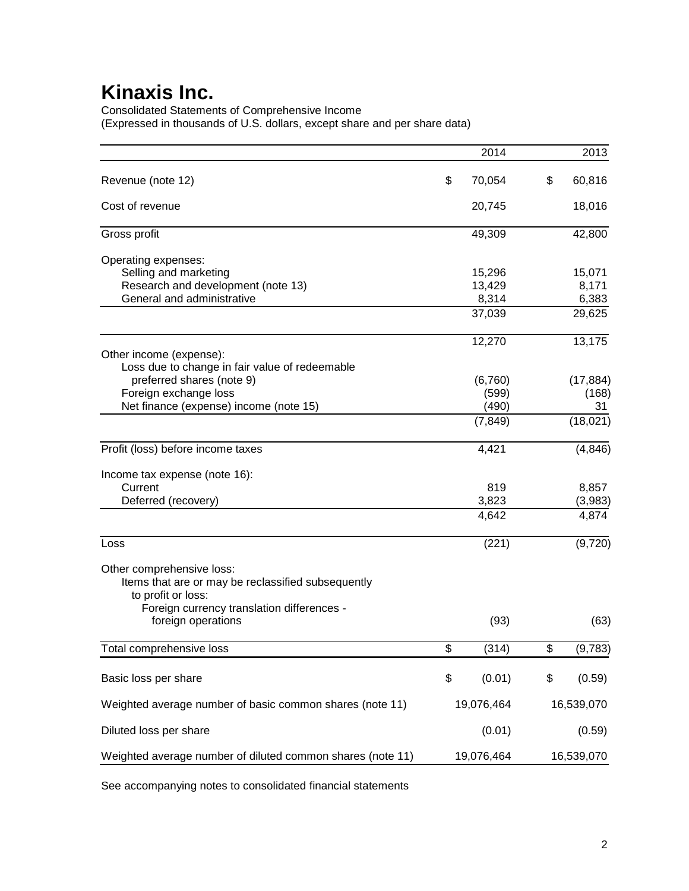# Kinaxis Inc.

Consolidated Statements of Comprehensive Income
(Expressed in thousands of U.S. dollars, except share and per share data)

| | 2014 | 2013 |
|---|---|---|
| Revenue (note 12) | $ 70,054 | $ 60,816 |
| Cost of revenue | 20,745 | 18,016 |
| Gross profit | 49,309 | 42,800 |
| Operating expenses: | | |
| Selling and marketing | 15,296 | 15,071 |
| Research and development (note 13) | 13,429 | 8,171 |
| General and administrative | 8,314 | 6,383 |
| | 37,039 | 29,625 |
| | 12,270 | 13,175 |
| Other income (expense): | | |
| Loss due to change in fair value of redeemable preferred shares (note 9) | (6,760) | (17,884) |
| Foreign exchange loss | (599) | (168) |
| Net finance (expense) income (note 15) | (490) | 31 |
| | (7,849) | (18,021) |
| Profit (loss) before income taxes | 4,421 | (4,846) |
| Income tax expense (note 16): | | |
| Current | 819 | 8,857 |
| Deferred (recovery) | 3,823 | (3,983) |
| | 4,642 | 4,874 |
| Loss | (221) | (9,720) |
| Other comprehensive loss: | | |
| Items that are or may be reclassified subsequently to profit or loss: | | |
| Foreign currency translation differences - foreign operations | (93) | (63) |
| Total comprehensive loss | $ (314) | $ (9,783) |
| Basic loss per share | $ (0.01) | $ (0.59) |
| Weighted average number of basic common shares (note 11) | 19,076,464 | 16,539,070 |
| Diluted loss per share | (0.01) | (0.59) |
| Weighted average number of diluted common shares (note 11) | 19,076,464 | 16,539,070 |

See accompanying notes to consolidated financial statements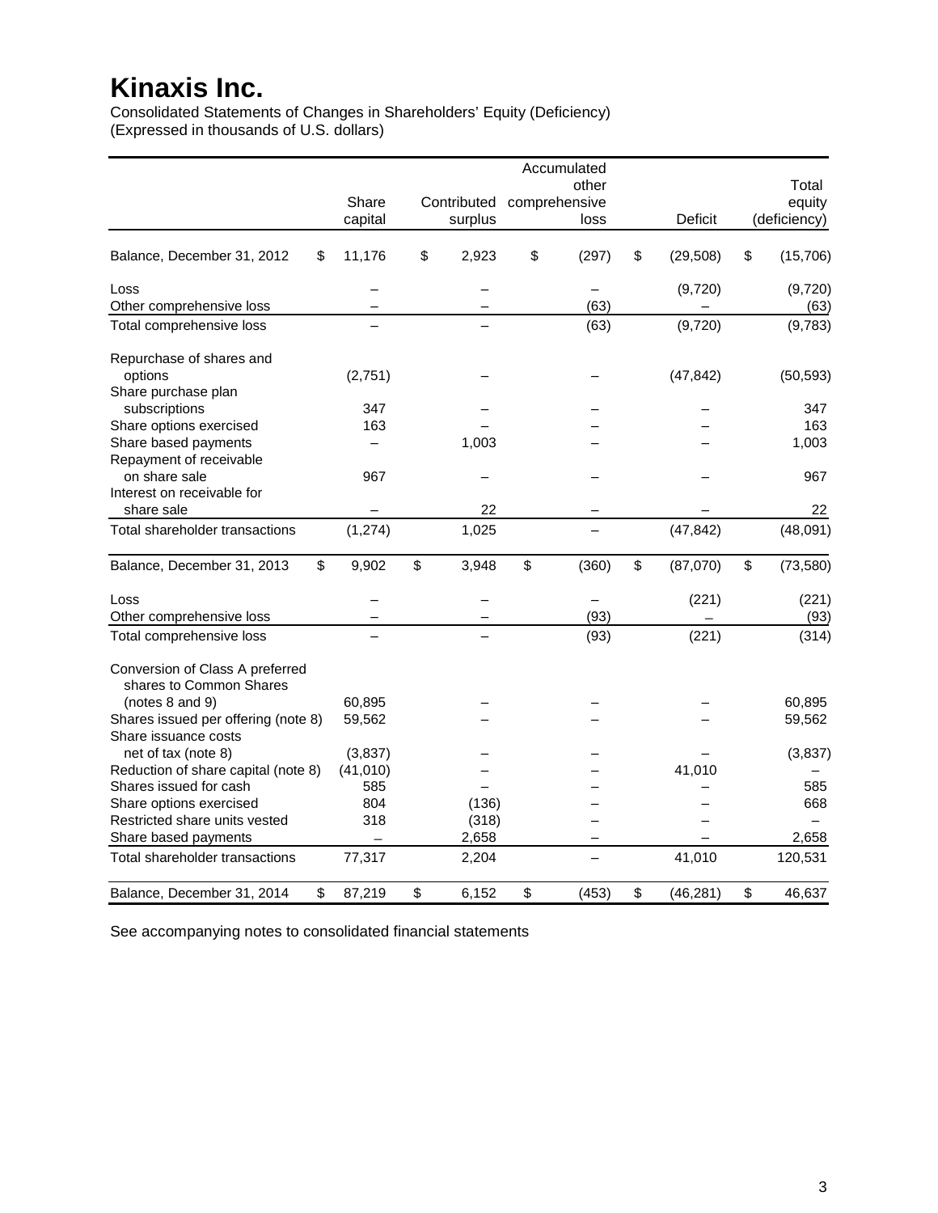# Kinaxis Inc.

Consolidated Statements of Changes in Shareholders' Equity (Deficiency)
(Expressed in thousands of U.S. dollars)

| | Share capital | Contributed surplus | Accumulated other comprehensive loss | Deficit | Total equity (deficiency) |
|---|---|---|---|---|---|
| Balance, December 31, 2012 | $ 11,176 | $ 2,923 | $ (297) | $ (29,508) | $ (15,706) |
| Loss | – | – | – | (9,720) | (9,720) |
| Other comprehensive loss | – | – | (63) | – | (63) |
| Total comprehensive loss | – | – | (63) | (9,720) | (9,783) |
| Repurchase of shares and options | (2,751) | – | – | (47,842) | (50,593) |
| Share purchase plan subscriptions | 347 | – | – | – | 347 |
| Share options exercised | 163 | – | – | – | 163 |
| Share based payments | – | 1,003 | – | – | 1,003 |
| Repayment of receivable on share sale | 967 | – | – | – | 967 |
| Interest on receivable for share sale | – | 22 | – | – | 22 |
| Total shareholder transactions | (1,274) | 1,025 | – | (47,842) | (48,091) |
| Balance, December 31, 2013 | $ 9,902 | $ 3,948 | $ (360) | $ (87,070) | $ (73,580) |
| Loss | – | – | – | (221) | (221) |
| Other comprehensive loss | – | – | (93) | – | (93) |
| Total comprehensive loss | – | – | (93) | (221) | (314) |
| Conversion of Class A preferred shares to Common Shares (notes 8 and 9) | 60,895 | – | – | – | 60,895 |
| Shares issued per offering (note 8) | 59,562 | – | – | – | 59,562 |
| Share issuance costs net of tax (note 8) | (3,837) | – | – | – | (3,837) |
| Reduction of share capital (note 8) | (41,010) | – | – | 41,010 | – |
| Shares issued for cash | 585 | – | – | – | 585 |
| Share options exercised | 804 | (136) | – | – | 668 |
| Restricted share units vested | 318 | (318) | – | – | – |
| Share based payments | – | 2,658 | – | – | 2,658 |
| Total shareholder transactions | 77,317 | 2,204 | – | 41,010 | 120,531 |
| Balance, December 31, 2014 | $ 87,219 | $ 6,152 | $ (453) | $ (46,281) | $ 46,637 |

See accompanying notes to consolidated financial statements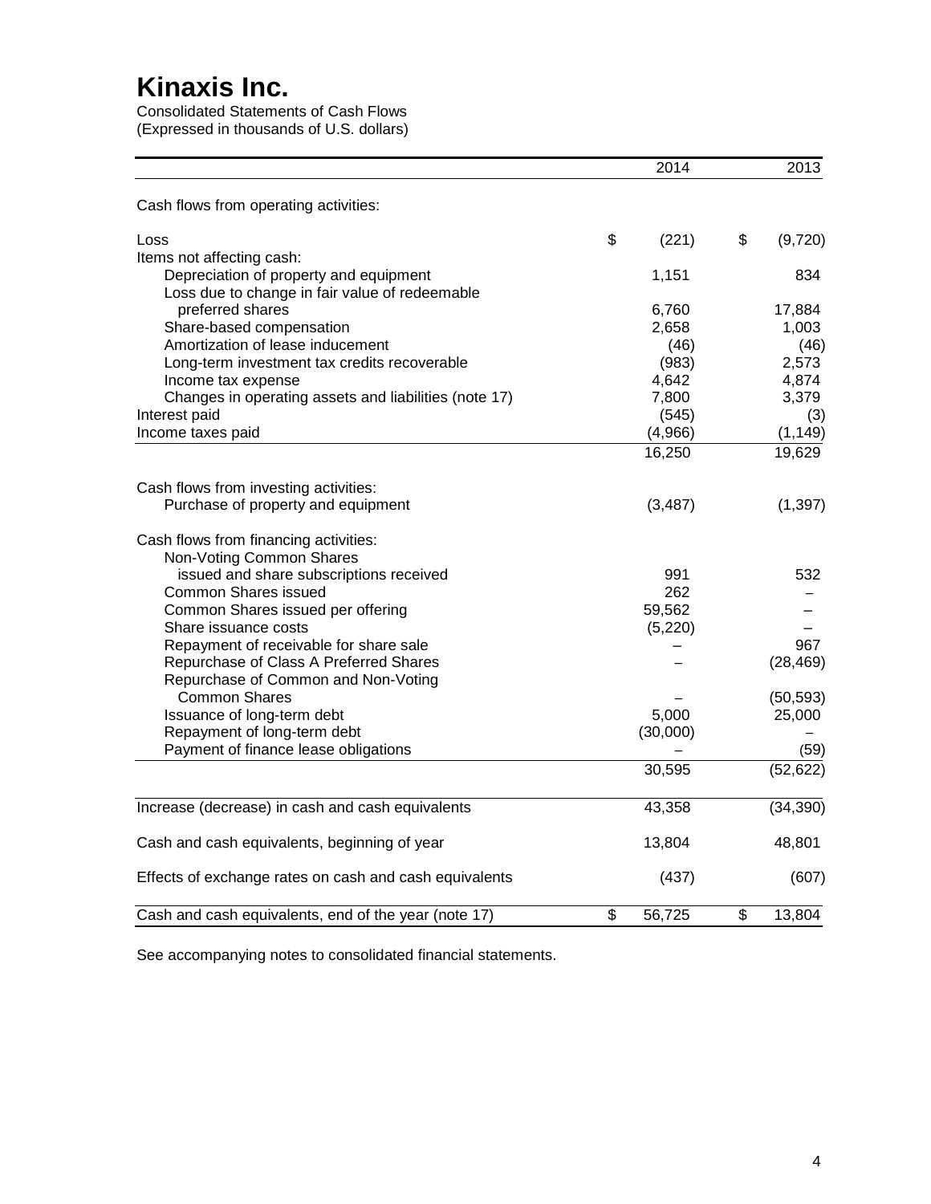# Kinaxis Inc.

Consolidated Statements of Cash Flows
(Expressed in thousands of U.S. dollars)

| | 2014 | 2013 |
|---|---|---|
| Cash flows from operating activities: | | |
| Loss | $ (221) | $ (9,720) |
| Items not affecting cash: | | |
| Depreciation of property and equipment | 1,151 | 834 |
| Loss due to change in fair value of redeemable preferred shares | 6,760 | 17,884 |
| Share-based compensation | 2,658 | 1,003 |
| Amortization of lease inducement | (46) | (46) |
| Long-term investment tax credits recoverable | (983) | 2,573 |
| Income tax expense | 4,642 | 4,874 |
| Changes in operating assets and liabilities (note 17) | 7,800 | 3,379 |
| Interest paid | (545) | (3) |
| Income taxes paid | (4,966) | (1,149) |
| | 16,250 | 19,629 |
| Cash flows from investing activities: | | |
| Purchase of property and equipment | (3,487) | (1,397) |
| Cash flows from financing activities: | | |
| Non-Voting Common Shares issued and share subscriptions received | 991 | 532 |
| Common Shares issued | 262 | – |
| Common Shares issued per offering | 59,562 | – |
| Share issuance costs | (5,220) | – |
| Repayment of receivable for share sale | – | 967 |
| Repurchase of Class A Preferred Shares | – | (28,469) |
| Repurchase of Common and Non-Voting Common Shares | – | (50,593) |
| Issuance of long-term debt | 5,000 | 25,000 |
| Repayment of long-term debt | (30,000) | – |
| Payment of finance lease obligations | – | (59) |
| | 30,595 | (52,622) |
| Increase (decrease) in cash and cash equivalents | 43,358 | (34,390) |
| Cash and cash equivalents, beginning of year | 13,804 | 48,801 |
| Effects of exchange rates on cash and cash equivalents | (437) | (607) |
| Cash and cash equivalents, end of the year (note 17) | $ 56,725 | $ 13,804 |

See accompanying notes to consolidated financial statements.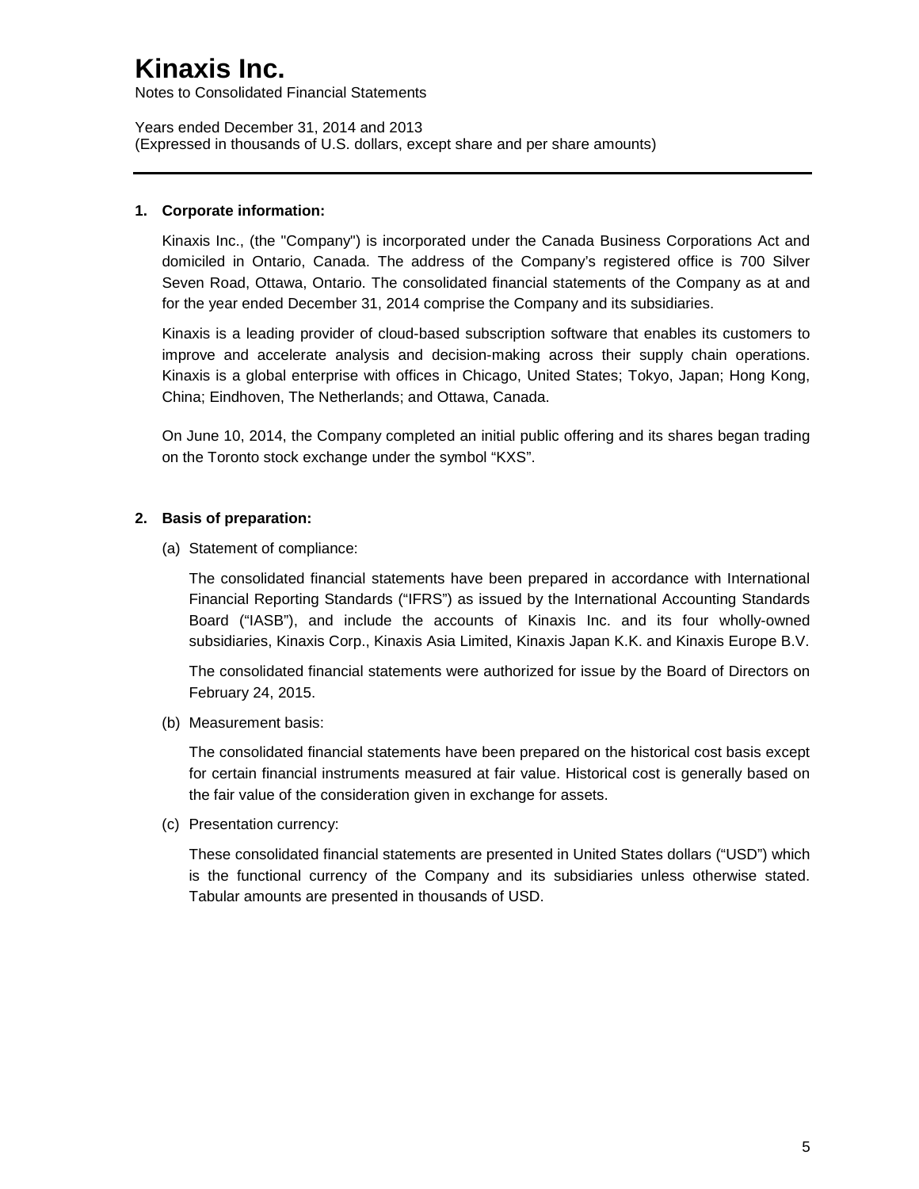# Kinaxis Inc.

Notes to Consolidated Financial Statements

Years ended December 31, 2014 and 2013
(Expressed in thousands of U.S. dollars, except share and per share amounts)

## 1. Corporate information:

Kinaxis Inc., (the "Company") is incorporated under the Canada Business Corporations Act and domiciled in Ontario, Canada. The address of the Company's registered office is 700 Silver Seven Road, Ottawa, Ontario. The consolidated financial statements of the Company as at and for the year ended December 31, 2014 comprise the Company and its subsidiaries.

Kinaxis is a leading provider of cloud-based subscription software that enables its customers to improve and accelerate analysis and decision-making across their supply chain operations. Kinaxis is a global enterprise with offices in Chicago, United States; Tokyo, Japan; Hong Kong, China; Eindhoven, The Netherlands; and Ottawa, Canada.

On June 10, 2014, the Company completed an initial public offering and its shares began trading on the Toronto stock exchange under the symbol "KXS".

## 2. Basis of preparation:

(a) Statement of compliance:

The consolidated financial statements have been prepared in accordance with International Financial Reporting Standards ("IFRS") as issued by the International Accounting Standards Board ("IASB"), and include the accounts of Kinaxis Inc. and its four wholly-owned subsidiaries, Kinaxis Corp., Kinaxis Asia Limited, Kinaxis Japan K.K. and Kinaxis Europe B.V.

The consolidated financial statements were authorized for issue by the Board of Directors on February 24, 2015.

(b) Measurement basis:

The consolidated financial statements have been prepared on the historical cost basis except for certain financial instruments measured at fair value. Historical cost is generally based on the fair value of the consideration given in exchange for assets.

(c) Presentation currency:

These consolidated financial statements are presented in United States dollars ("USD") which is the functional currency of the Company and its subsidiaries unless otherwise stated. Tabular amounts are presented in thousands of USD.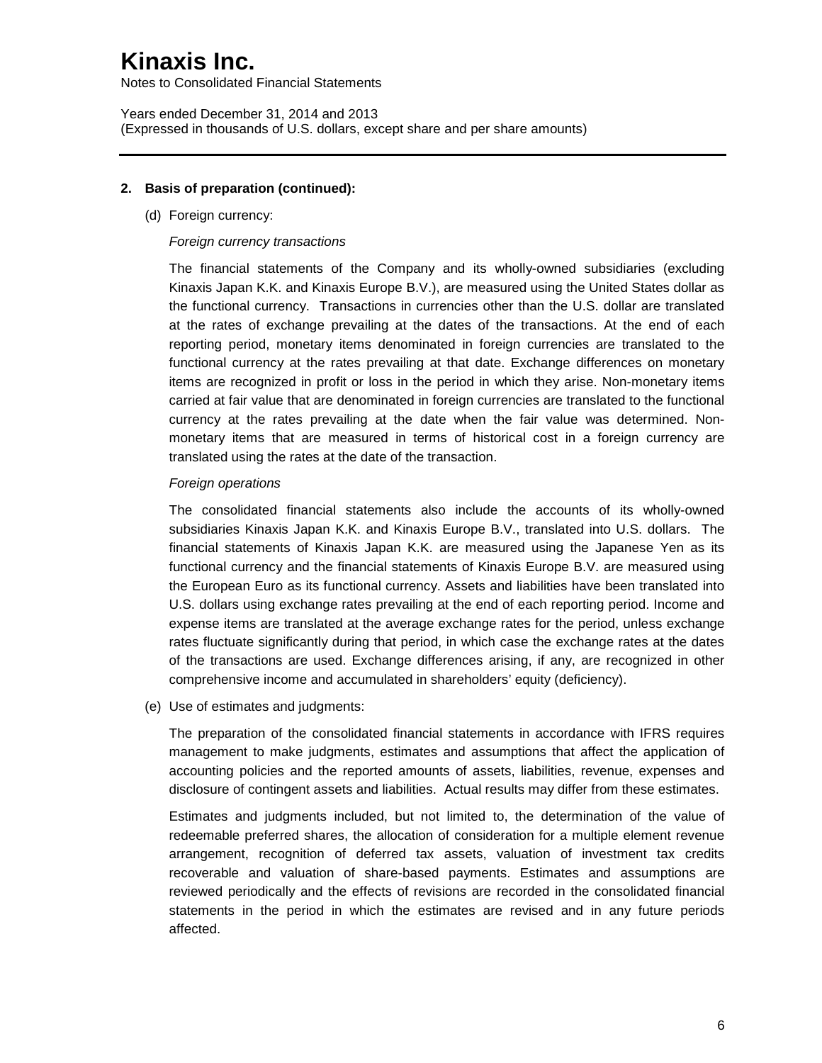## 2. Basis of preparation (continued):

(d) Foreign currency:

*Foreign currency transactions*

The financial statements of the Company and its wholly-owned subsidiaries (excluding Kinaxis Japan K.K. and Kinaxis Europe B.V.), are measured using the United States dollar as the functional currency. Transactions in currencies other than the U.S. dollar are translated at the rates of exchange prevailing at the dates of the transactions. At the end of each reporting period, monetary items denominated in foreign currencies are translated to the functional currency at the rates prevailing at that date. Exchange differences on monetary items are recognized in profit or loss in the period in which they arise. Non-monetary items carried at fair value that are denominated in foreign currencies are translated to the functional currency at the rates prevailing at the date when the fair value was determined. Non-monetary items that are measured in terms of historical cost in a foreign currency are translated using the rates at the date of the transaction.

*Foreign operations*

The consolidated financial statements also include the accounts of its wholly-owned subsidiaries Kinaxis Japan K.K. and Kinaxis Europe B.V., translated into U.S. dollars. The financial statements of Kinaxis Japan K.K. are measured using the Japanese Yen as its functional currency and the financial statements of Kinaxis Europe B.V. are measured using the European Euro as its functional currency. Assets and liabilities have been translated into U.S. dollars using exchange rates prevailing at the end of each reporting period. Income and expense items are translated at the average exchange rates for the period, unless exchange rates fluctuate significantly during that period, in which case the exchange rates at the dates of the transactions are used. Exchange differences arising, if any, are recognized in other comprehensive income and accumulated in shareholders' equity (deficiency).

(e) Use of estimates and judgments:

The preparation of the consolidated financial statements in accordance with IFRS requires management to make judgments, estimates and assumptions that affect the application of accounting policies and the reported amounts of assets, liabilities, revenue, expenses and disclosure of contingent assets and liabilities. Actual results may differ from these estimates.

Estimates and judgments included, but not limited to, the determination of the value of redeemable preferred shares, the allocation of consideration for a multiple element revenue arrangement, recognition of deferred tax assets, valuation of investment tax credits recoverable and valuation of share-based payments. Estimates and assumptions are reviewed periodically and the effects of revisions are recorded in the consolidated financial statements in the period in which the estimates are revised and in any future periods affected.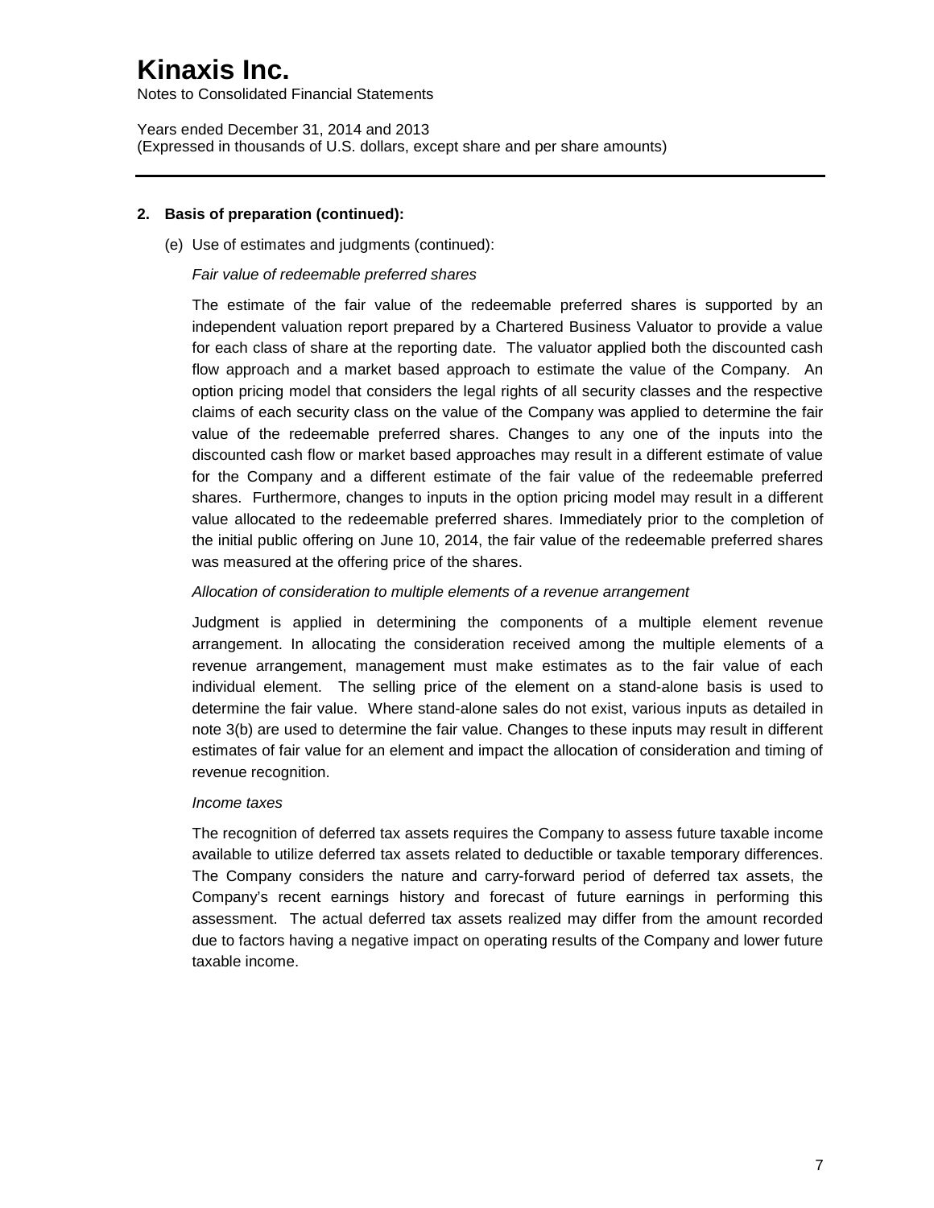## 2. Basis of preparation (continued):

(e) Use of estimates and judgments (continued):

*Fair value of redeemable preferred shares*

The estimate of the fair value of the redeemable preferred shares is supported by an independent valuation report prepared by a Chartered Business Valuator to provide a value for each class of share at the reporting date. The valuator applied both the discounted cash flow approach and a market based approach to estimate the value of the Company. An option pricing model that considers the legal rights of all security classes and the respective claims of each security class on the value of the Company was applied to determine the fair value of the redeemable preferred shares. Changes to any one of the inputs into the discounted cash flow or market based approaches may result in a different estimate of value for the Company and a different estimate of the fair value of the redeemable preferred shares. Furthermore, changes to inputs in the option pricing model may result in a different value allocated to the redeemable preferred shares. Immediately prior to the completion of the initial public offering on June 10, 2014, the fair value of the redeemable preferred shares was measured at the offering price of the shares.

*Allocation of consideration to multiple elements of a revenue arrangement*

Judgment is applied in determining the components of a multiple element revenue arrangement. In allocating the consideration received among the multiple elements of a revenue arrangement, management must make estimates as to the fair value of each individual element. The selling price of the element on a stand-alone basis is used to determine the fair value. Where stand-alone sales do not exist, various inputs as detailed in note 3(b) are used to determine the fair value. Changes to these inputs may result in different estimates of fair value for an element and impact the allocation of consideration and timing of revenue recognition.

*Income taxes*

The recognition of deferred tax assets requires the Company to assess future taxable income available to utilize deferred tax assets related to deductible or taxable temporary differences. The Company considers the nature and carry-forward period of deferred tax assets, the Company's recent earnings history and forecast of future earnings in performing this assessment. The actual deferred tax assets realized may differ from the amount recorded due to factors having a negative impact on operating results of the Company and lower future taxable income.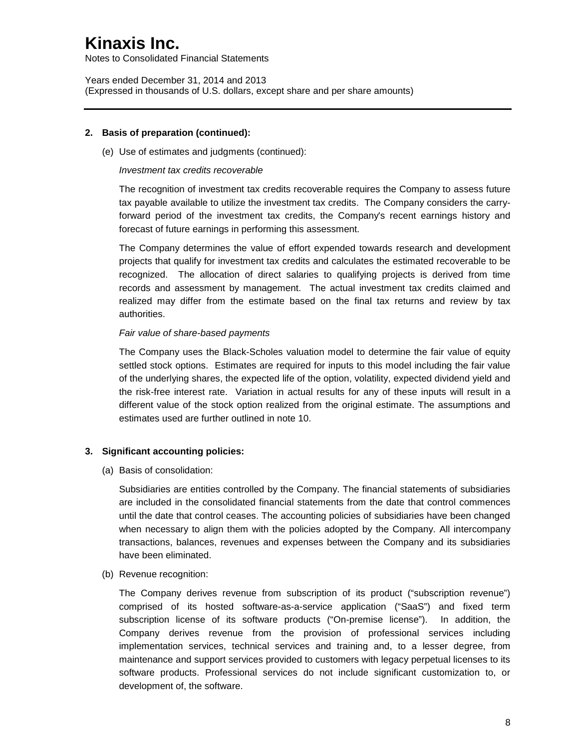## 2. Basis of preparation (continued):

(e) Use of estimates and judgments (continued):

*Investment tax credits recoverable*

The recognition of investment tax credits recoverable requires the Company to assess future tax payable available to utilize the investment tax credits. The Company considers the carry-forward period of the investment tax credits, the Company's recent earnings history and forecast of future earnings in performing this assessment.

The Company determines the value of effort expended towards research and development projects that qualify for investment tax credits and calculates the estimated recoverable to be recognized. The allocation of direct salaries to qualifying projects is derived from time records and assessment by management. The actual investment tax credits claimed and realized may differ from the estimate based on the final tax returns and review by tax authorities.

*Fair value of share-based payments*

The Company uses the Black-Scholes valuation model to determine the fair value of equity settled stock options. Estimates are required for inputs to this model including the fair value of the underlying shares, the expected life of the option, volatility, expected dividend yield and the risk-free interest rate. Variation in actual results for any of these inputs will result in a different value of the stock option realized from the original estimate. The assumptions and estimates used are further outlined in note 10.

## 3. Significant accounting policies:

(a) Basis of consolidation:

Subsidiaries are entities controlled by the Company. The financial statements of subsidiaries are included in the consolidated financial statements from the date that control commences until the date that control ceases. The accounting policies of subsidiaries have been changed when necessary to align them with the policies adopted by the Company. All intercompany transactions, balances, revenues and expenses between the Company and its subsidiaries have been eliminated.

(b) Revenue recognition:

The Company derives revenue from subscription of its product ("subscription revenue") comprised of its hosted software-as-a-service application ("SaaS") and fixed term subscription license of its software products ("On-premise license"). In addition, the Company derives revenue from the provision of professional services including implementation services, technical services and training and, to a lesser degree, from maintenance and support services provided to customers with legacy perpetual licenses to its software products. Professional services do not include significant customization to, or development of, the software.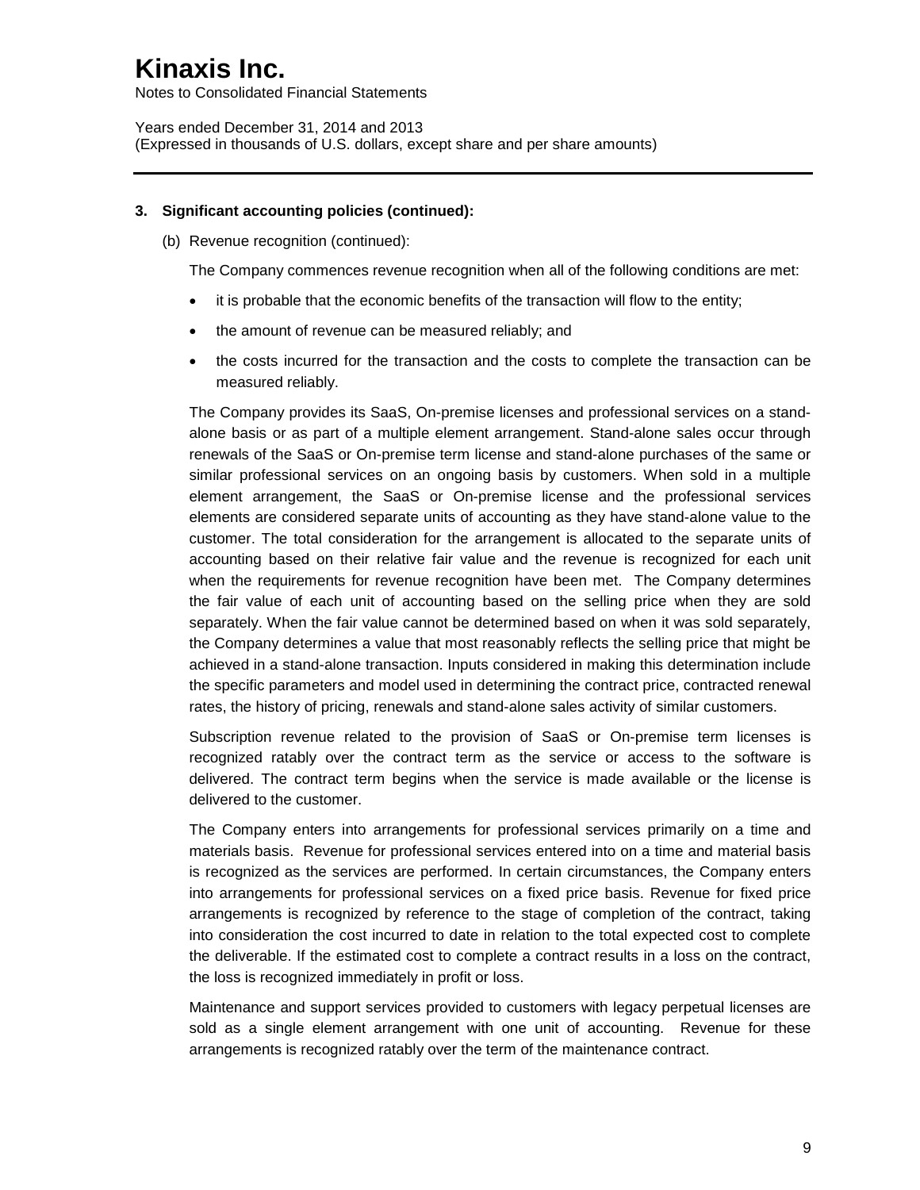### 3. Significant accounting policies (continued):

(b) Revenue recognition (continued):

The Company commences revenue recognition when all of the following conditions are met:

- it is probable that the economic benefits of the transaction will flow to the entity;
- the amount of revenue can be measured reliably; and
- the costs incurred for the transaction and the costs to complete the transaction can be measured reliably.

The Company provides its SaaS, On-premise licenses and professional services on a stand-alone basis or as part of a multiple element arrangement. Stand-alone sales occur through renewals of the SaaS or On-premise term license and stand-alone purchases of the same or similar professional services on an ongoing basis by customers. When sold in a multiple element arrangement, the SaaS or On-premise license and the professional services elements are considered separate units of accounting as they have stand-alone value to the customer. The total consideration for the arrangement is allocated to the separate units of accounting based on their relative fair value and the revenue is recognized for each unit when the requirements for revenue recognition have been met. The Company determines the fair value of each unit of accounting based on the selling price when they are sold separately. When the fair value cannot be determined based on when it was sold separately, the Company determines a value that most reasonably reflects the selling price that might be achieved in a stand-alone transaction. Inputs considered in making this determination include the specific parameters and model used in determining the contract price, contracted renewal rates, the history of pricing, renewals and stand-alone sales activity of similar customers.

Subscription revenue related to the provision of SaaS or On-premise term licenses is recognized ratably over the contract term as the service or access to the software is delivered. The contract term begins when the service is made available or the license is delivered to the customer.

The Company enters into arrangements for professional services primarily on a time and materials basis. Revenue for professional services entered into on a time and material basis is recognized as the services are performed. In certain circumstances, the Company enters into arrangements for professional services on a fixed price basis. Revenue for fixed price arrangements is recognized by reference to the stage of completion of the contract, taking into consideration the cost incurred to date in relation to the total expected cost to complete the deliverable. If the estimated cost to complete a contract results in a loss on the contract, the loss is recognized immediately in profit or loss.

Maintenance and support services provided to customers with legacy perpetual licenses are sold as a single element arrangement with one unit of accounting. Revenue for these arrangements is recognized ratably over the term of the maintenance contract.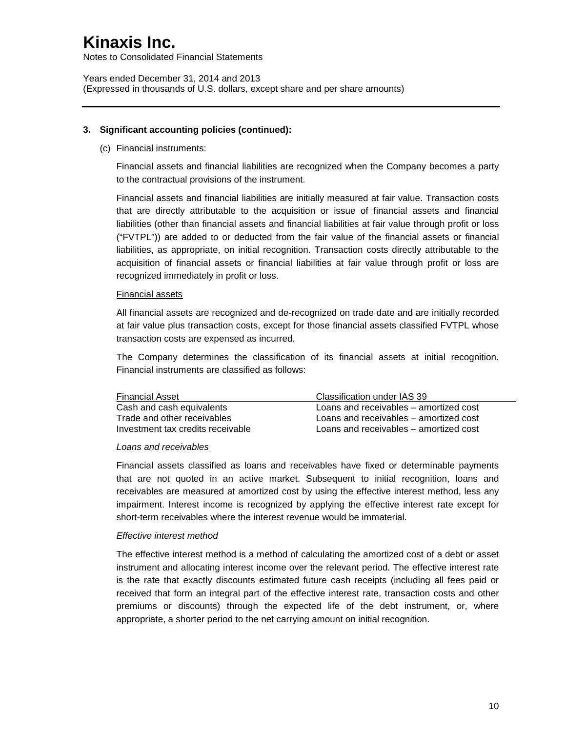### 3. Significant accounting policies (continued):

(c) Financial instruments:

Financial assets and financial liabilities are recognized when the Company becomes a party to the contractual provisions of the instrument.

Financial assets and financial liabilities are initially measured at fair value. Transaction costs that are directly attributable to the acquisition or issue of financial assets and financial liabilities (other than financial assets and financial liabilities at fair value through profit or loss ("FVTPL")) are added to or deducted from the fair value of the financial assets or financial liabilities, as appropriate, on initial recognition. Transaction costs directly attributable to the acquisition of financial assets or financial liabilities at fair value through profit or loss are recognized immediately in profit or loss.

Financial assets

All financial assets are recognized and de-recognized on trade date and are initially recorded at fair value plus transaction costs, except for those financial assets classified FVTPL whose transaction costs are expensed as incurred.

The Company determines the classification of its financial assets at initial recognition. Financial instruments are classified as follows:

| Financial Asset | Classification under IAS 39 |
|---|---|
| Cash and cash equivalents | Loans and receivables – amortized cost |
| Trade and other receivables | Loans and receivables – amortized cost |
| Investment tax credits receivable | Loans and receivables – amortized cost |

*Loans and receivables*

Financial assets classified as loans and receivables have fixed or determinable payments that are not quoted in an active market. Subsequent to initial recognition, loans and receivables are measured at amortized cost by using the effective interest method, less any impairment. Interest income is recognized by applying the effective interest rate except for short-term receivables where the interest revenue would be immaterial.

*Effective interest method*

The effective interest method is a method of calculating the amortized cost of a debt or asset instrument and allocating interest income over the relevant period. The effective interest rate is the rate that exactly discounts estimated future cash receipts (including all fees paid or received that form an integral part of the effective interest rate, transaction costs and other premiums or discounts) through the expected life of the debt instrument, or, where appropriate, a shorter period to the net carrying amount on initial recognition.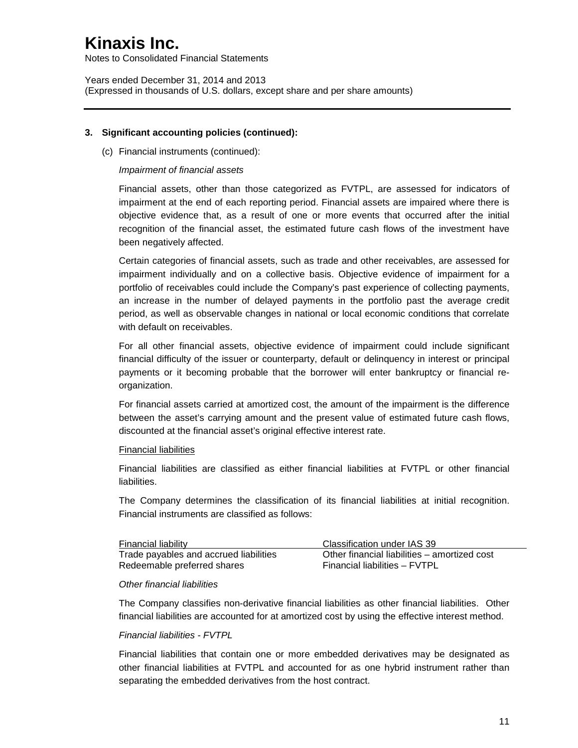## 3. Significant accounting policies (continued):

(c) Financial instruments (continued):

*Impairment of financial assets*

Financial assets, other than those categorized as FVTPL, are assessed for indicators of impairment at the end of each reporting period. Financial assets are impaired where there is objective evidence that, as a result of one or more events that occurred after the initial recognition of the financial asset, the estimated future cash flows of the investment have been negatively affected.

Certain categories of financial assets, such as trade and other receivables, are assessed for impairment individually and on a collective basis. Objective evidence of impairment for a portfolio of receivables could include the Company's past experience of collecting payments, an increase in the number of delayed payments in the portfolio past the average credit period, as well as observable changes in national or local economic conditions that correlate with default on receivables.

For all other financial assets, objective evidence of impairment could include significant financial difficulty of the issuer or counterparty, default or delinquency in interest or principal payments or it becoming probable that the borrower will enter bankruptcy or financial re-organization.

For financial assets carried at amortized cost, the amount of the impairment is the difference between the asset's carrying amount and the present value of estimated future cash flows, discounted at the financial asset's original effective interest rate.

Financial liabilities

Financial liabilities are classified as either financial liabilities at FVTPL or other financial liabilities.

The Company determines the classification of its financial liabilities at initial recognition. Financial instruments are classified as follows:

| Financial liability | Classification under IAS 39 |
|---|---|
| Trade payables and accrued liabilities | Other financial liabilities – amortized cost |
| Redeemable preferred shares | Financial liabilities – FVTPL |

*Other financial liabilities*

The Company classifies non-derivative financial liabilities as other financial liabilities. Other financial liabilities are accounted for at amortized cost by using the effective interest method.

*Financial liabilities - FVTPL*

Financial liabilities that contain one or more embedded derivatives may be designated as other financial liabilities at FVTPL and accounted for as one hybrid instrument rather than separating the embedded derivatives from the host contract.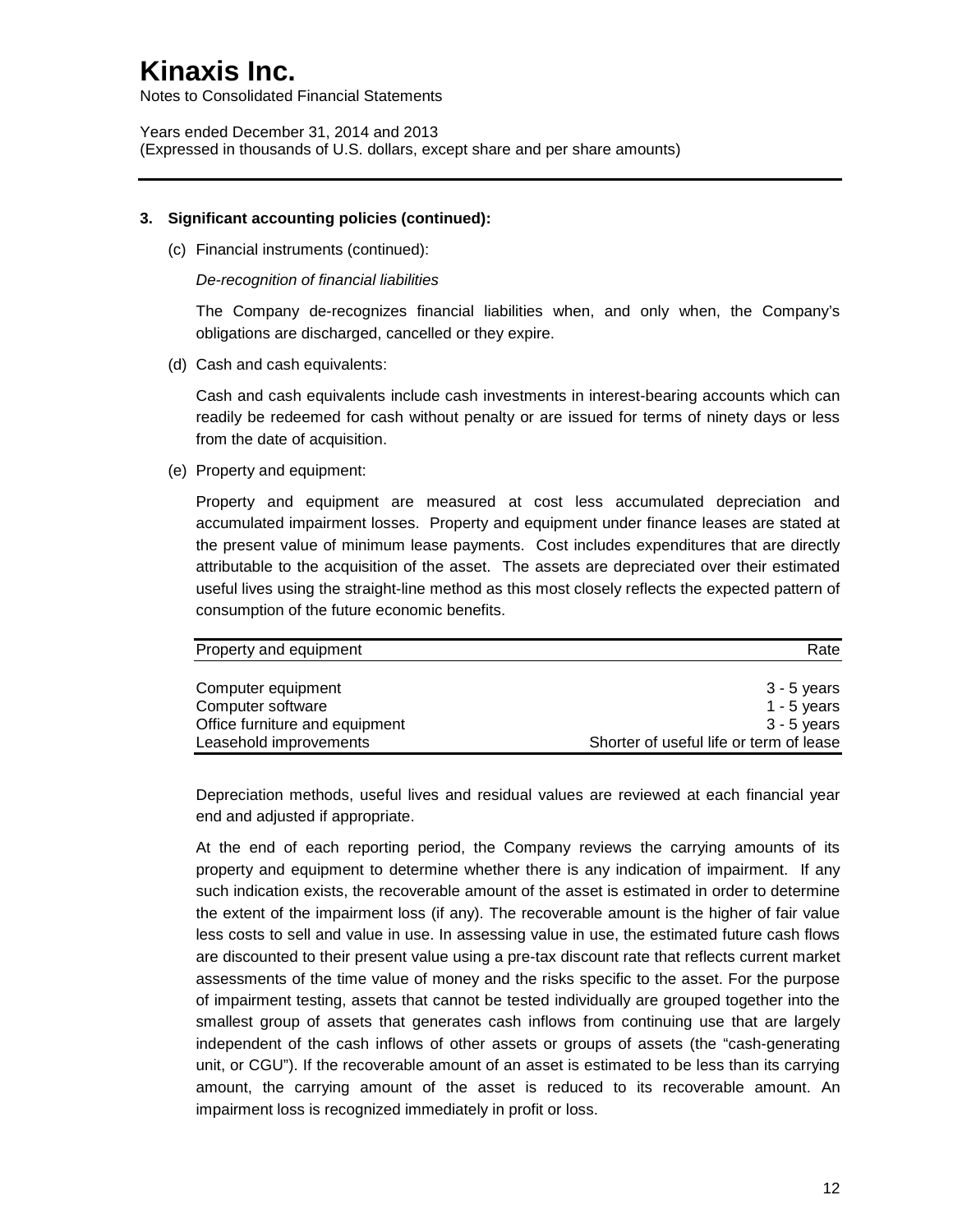# Kinaxis Inc.

Notes to Consolidated Financial Statements

Years ended December 31, 2014 and 2013
(Expressed in thousands of U.S. dollars, except share and per share amounts)

**3. Significant accounting policies (continued):**

(c) Financial instruments (continued):

*De-recognition of financial liabilities*

The Company de-recognizes financial liabilities when, and only when, the Company's obligations are discharged, cancelled or they expire.

(d) Cash and cash equivalents:

Cash and cash equivalents include cash investments in interest-bearing accounts which can readily be redeemed for cash without penalty or are issued for terms of ninety days or less from the date of acquisition.

(e) Property and equipment:

Property and equipment are measured at cost less accumulated depreciation and accumulated impairment losses. Property and equipment under finance leases are stated at the present value of minimum lease payments. Cost includes expenditures that are directly attributable to the acquisition of the asset. The assets are depreciated over their estimated useful lives using the straight-line method as this most closely reflects the expected pattern of consumption of the future economic benefits.

| Property and equipment | Rate |
|---|---|
| Computer equipment | 3 - 5 years |
| Computer software | 1 - 5 years |
| Office furniture and equipment | 3 - 5 years |
| Leasehold improvements | Shorter of useful life or term of lease |

Depreciation methods, useful lives and residual values are reviewed at each financial year end and adjusted if appropriate.

At the end of each reporting period, the Company reviews the carrying amounts of its property and equipment to determine whether there is any indication of impairment. If any such indication exists, the recoverable amount of the asset is estimated in order to determine the extent of the impairment loss (if any). The recoverable amount is the higher of fair value less costs to sell and value in use. In assessing value in use, the estimated future cash flows are discounted to their present value using a pre-tax discount rate that reflects current market assessments of the time value of money and the risks specific to the asset. For the purpose of impairment testing, assets that cannot be tested individually are grouped together into the smallest group of assets that generates cash inflows from continuing use that are largely independent of the cash inflows of other assets or groups of assets (the "cash-generating unit, or CGU"). If the recoverable amount of an asset is estimated to be less than its carrying amount, the carrying amount of the asset is reduced to its recoverable amount. An impairment loss is recognized immediately in profit or loss.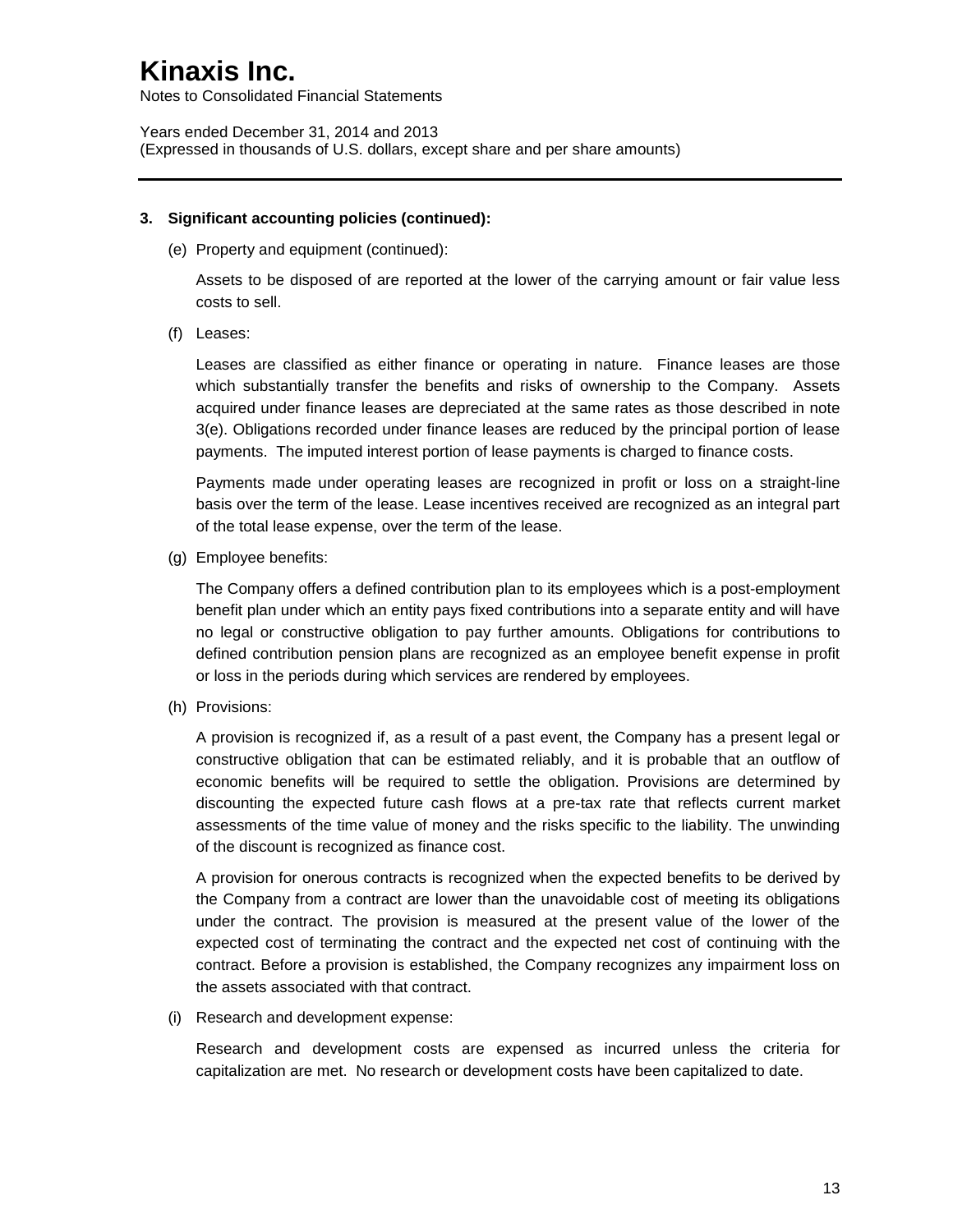### 3. Significant accounting policies (continued):

(e) Property and equipment (continued):

Assets to be disposed of are reported at the lower of the carrying amount or fair value less costs to sell.

(f) Leases:

Leases are classified as either finance or operating in nature. Finance leases are those which substantially transfer the benefits and risks of ownership to the Company. Assets acquired under finance leases are depreciated at the same rates as those described in note 3(e). Obligations recorded under finance leases are reduced by the principal portion of lease payments. The imputed interest portion of lease payments is charged to finance costs.

Payments made under operating leases are recognized in profit or loss on a straight-line basis over the term of the lease. Lease incentives received are recognized as an integral part of the total lease expense, over the term of the lease.

(g) Employee benefits:

The Company offers a defined contribution plan to its employees which is a post-employment benefit plan under which an entity pays fixed contributions into a separate entity and will have no legal or constructive obligation to pay further amounts. Obligations for contributions to defined contribution pension plans are recognized as an employee benefit expense in profit or loss in the periods during which services are rendered by employees.

(h) Provisions:

A provision is recognized if, as a result of a past event, the Company has a present legal or constructive obligation that can be estimated reliably, and it is probable that an outflow of economic benefits will be required to settle the obligation. Provisions are determined by discounting the expected future cash flows at a pre-tax rate that reflects current market assessments of the time value of money and the risks specific to the liability. The unwinding of the discount is recognized as finance cost.

A provision for onerous contracts is recognized when the expected benefits to be derived by the Company from a contract are lower than the unavoidable cost of meeting its obligations under the contract. The provision is measured at the present value of the lower of the expected cost of terminating the contract and the expected net cost of continuing with the contract. Before a provision is established, the Company recognizes any impairment loss on the assets associated with that contract.

(i) Research and development expense:

Research and development costs are expensed as incurred unless the criteria for capitalization are met. No research or development costs have been capitalized to date.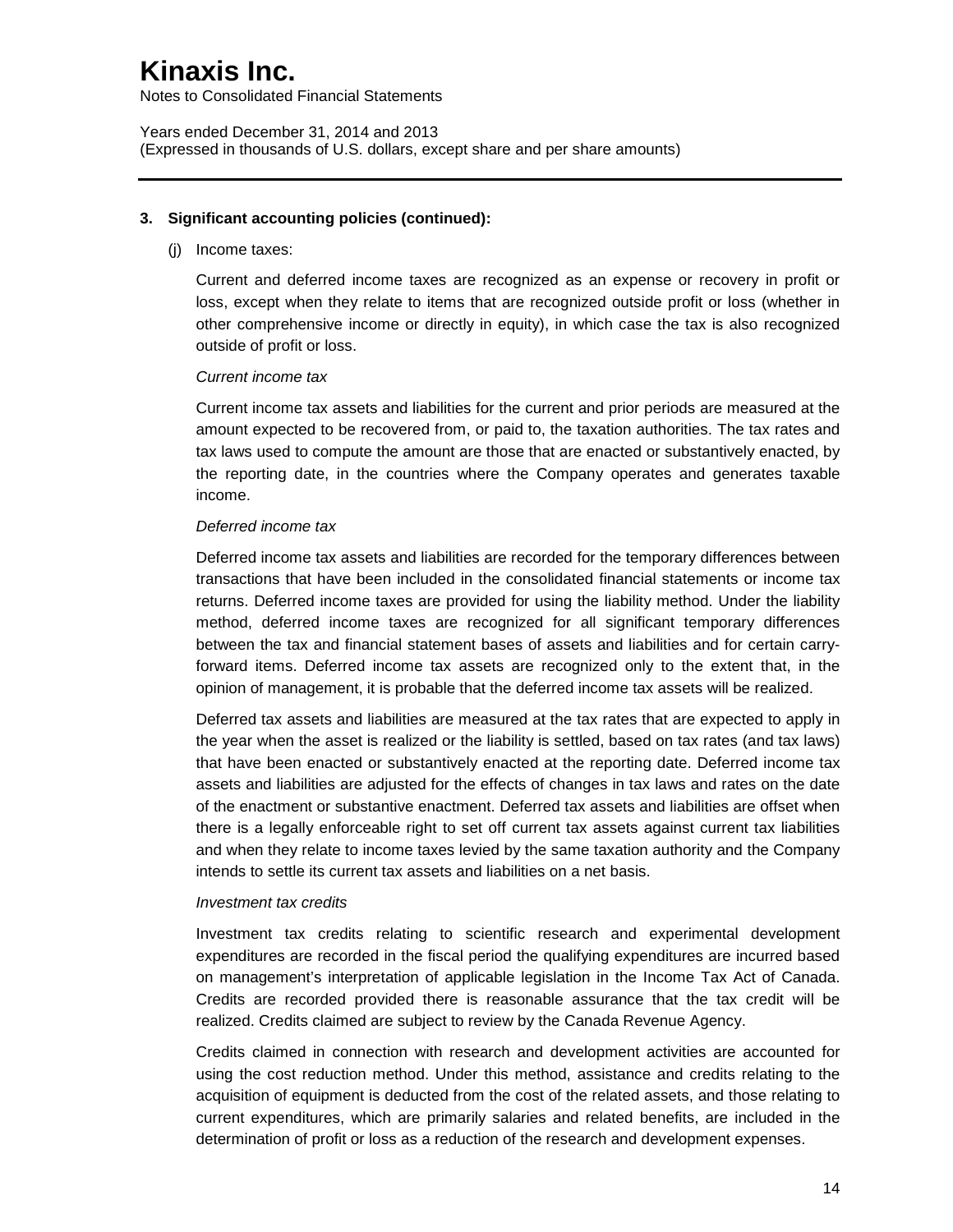### 3. Significant accounting policies (continued):

(j) Income taxes:

Current and deferred income taxes are recognized as an expense or recovery in profit or loss, except when they relate to items that are recognized outside profit or loss (whether in other comprehensive income or directly in equity), in which case the tax is also recognized outside of profit or loss.

*Current income tax*

Current income tax assets and liabilities for the current and prior periods are measured at the amount expected to be recovered from, or paid to, the taxation authorities. The tax rates and tax laws used to compute the amount are those that are enacted or substantively enacted, by the reporting date, in the countries where the Company operates and generates taxable income.

*Deferred income tax*

Deferred income tax assets and liabilities are recorded for the temporary differences between transactions that have been included in the consolidated financial statements or income tax returns. Deferred income taxes are provided for using the liability method. Under the liability method, deferred income taxes are recognized for all significant temporary differences between the tax and financial statement bases of assets and liabilities and for certain carry-forward items. Deferred income tax assets are recognized only to the extent that, in the opinion of management, it is probable that the deferred income tax assets will be realized.

Deferred tax assets and liabilities are measured at the tax rates that are expected to apply in the year when the asset is realized or the liability is settled, based on tax rates (and tax laws) that have been enacted or substantively enacted at the reporting date. Deferred income tax assets and liabilities are adjusted for the effects of changes in tax laws and rates on the date of the enactment or substantive enactment. Deferred tax assets and liabilities are offset when there is a legally enforceable right to set off current tax assets against current tax liabilities and when they relate to income taxes levied by the same taxation authority and the Company intends to settle its current tax assets and liabilities on a net basis.

*Investment tax credits*

Investment tax credits relating to scientific research and experimental development expenditures are recorded in the fiscal period the qualifying expenditures are incurred based on management's interpretation of applicable legislation in the Income Tax Act of Canada. Credits are recorded provided there is reasonable assurance that the tax credit will be realized. Credits claimed are subject to review by the Canada Revenue Agency.

Credits claimed in connection with research and development activities are accounted for using the cost reduction method. Under this method, assistance and credits relating to the acquisition of equipment is deducted from the cost of the related assets, and those relating to current expenditures, which are primarily salaries and related benefits, are included in the determination of profit or loss as a reduction of the research and development expenses.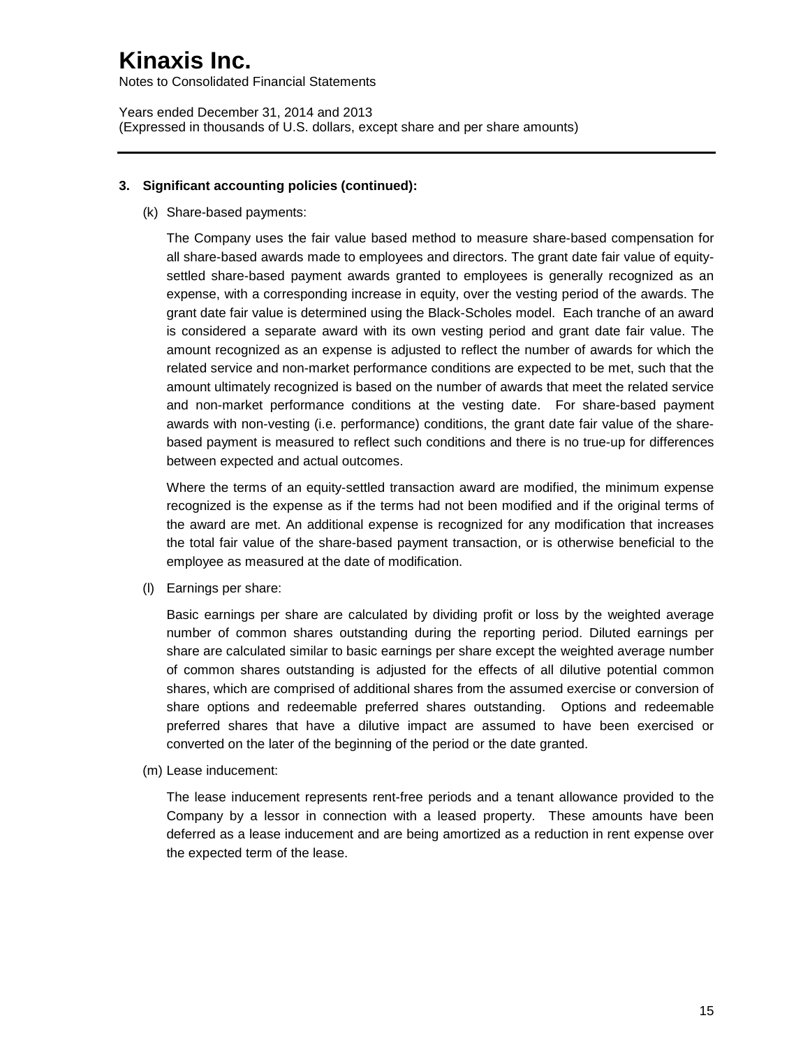### 3. Significant accounting policies (continued):

(k) Share-based payments:

The Company uses the fair value based method to measure share-based compensation for all share-based awards made to employees and directors. The grant date fair value of equity-settled share-based payment awards granted to employees is generally recognized as an expense, with a corresponding increase in equity, over the vesting period of the awards. The grant date fair value is determined using the Black-Scholes model. Each tranche of an award is considered a separate award with its own vesting period and grant date fair value. The amount recognized as an expense is adjusted to reflect the number of awards for which the related service and non-market performance conditions are expected to be met, such that the amount ultimately recognized is based on the number of awards that meet the related service and non-market performance conditions at the vesting date. For share-based payment awards with non-vesting (i.e. performance) conditions, the grant date fair value of the share-based payment is measured to reflect such conditions and there is no true-up for differences between expected and actual outcomes.

Where the terms of an equity-settled transaction award are modified, the minimum expense recognized is the expense as if the terms had not been modified and if the original terms of the award are met. An additional expense is recognized for any modification that increases the total fair value of the share-based payment transaction, or is otherwise beneficial to the employee as measured at the date of modification.

(l) Earnings per share:

Basic earnings per share are calculated by dividing profit or loss by the weighted average number of common shares outstanding during the reporting period. Diluted earnings per share are calculated similar to basic earnings per share except the weighted average number of common shares outstanding is adjusted for the effects of all dilutive potential common shares, which are comprised of additional shares from the assumed exercise or conversion of share options and redeemable preferred shares outstanding. Options and redeemable preferred shares that have a dilutive impact are assumed to have been exercised or converted on the later of the beginning of the period or the date granted.

(m) Lease inducement:

The lease inducement represents rent-free periods and a tenant allowance provided to the Company by a lessor in connection with a leased property. These amounts have been deferred as a lease inducement and are being amortized as a reduction in rent expense over the expected term of the lease.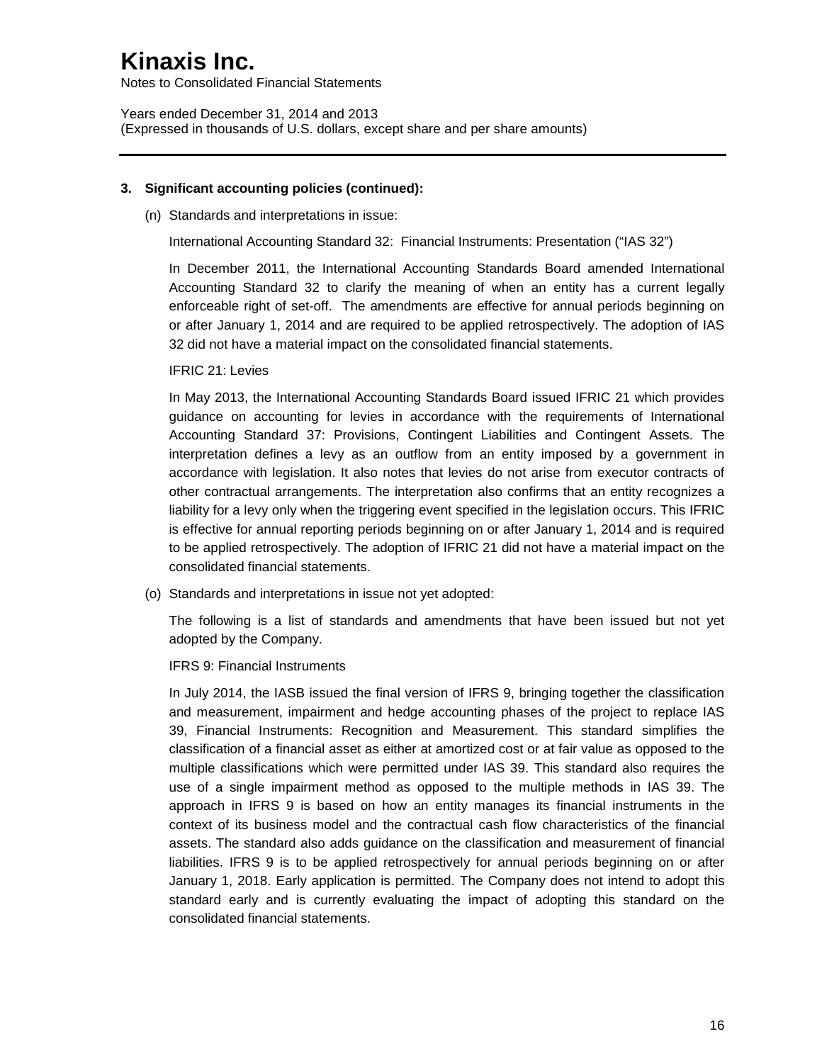**3. Significant accounting policies (continued):**

(n) Standards and interpretations in issue:

International Accounting Standard 32: Financial Instruments: Presentation ("IAS 32")

In December 2011, the International Accounting Standards Board amended International Accounting Standard 32 to clarify the meaning of when an entity has a current legally enforceable right of set-off. The amendments are effective for annual periods beginning on or after January 1, 2014 and are required to be applied retrospectively. The adoption of IAS 32 did not have a material impact on the consolidated financial statements.

IFRIC 21: Levies

In May 2013, the International Accounting Standards Board issued IFRIC 21 which provides guidance on accounting for levies in accordance with the requirements of International Accounting Standard 37: Provisions, Contingent Liabilities and Contingent Assets. The interpretation defines a levy as an outflow from an entity imposed by a government in accordance with legislation. It also notes that levies do not arise from executor contracts of other contractual arrangements. The interpretation also confirms that an entity recognizes a liability for a levy only when the triggering event specified in the legislation occurs. This IFRIC is effective for annual reporting periods beginning on or after January 1, 2014 and is required to be applied retrospectively. The adoption of IFRIC 21 did not have a material impact on the consolidated financial statements.

(o) Standards and interpretations in issue not yet adopted:

The following is a list of standards and amendments that have been issued but not yet adopted by the Company.

IFRS 9: Financial Instruments

In July 2014, the IASB issued the final version of IFRS 9, bringing together the classification and measurement, impairment and hedge accounting phases of the project to replace IAS 39, Financial Instruments: Recognition and Measurement. This standard simplifies the classification of a financial asset as either at amortized cost or at fair value as opposed to the multiple classifications which were permitted under IAS 39. This standard also requires the use of a single impairment method as opposed to the multiple methods in IAS 39. The approach in IFRS 9 is based on how an entity manages its financial instruments in the context of its business model and the contractual cash flow characteristics of the financial assets. The standard also adds guidance on the classification and measurement of financial liabilities. IFRS 9 is to be applied retrospectively for annual periods beginning on or after January 1, 2018. Early application is permitted. The Company does not intend to adopt this standard early and is currently evaluating the impact of adopting this standard on the consolidated financial statements.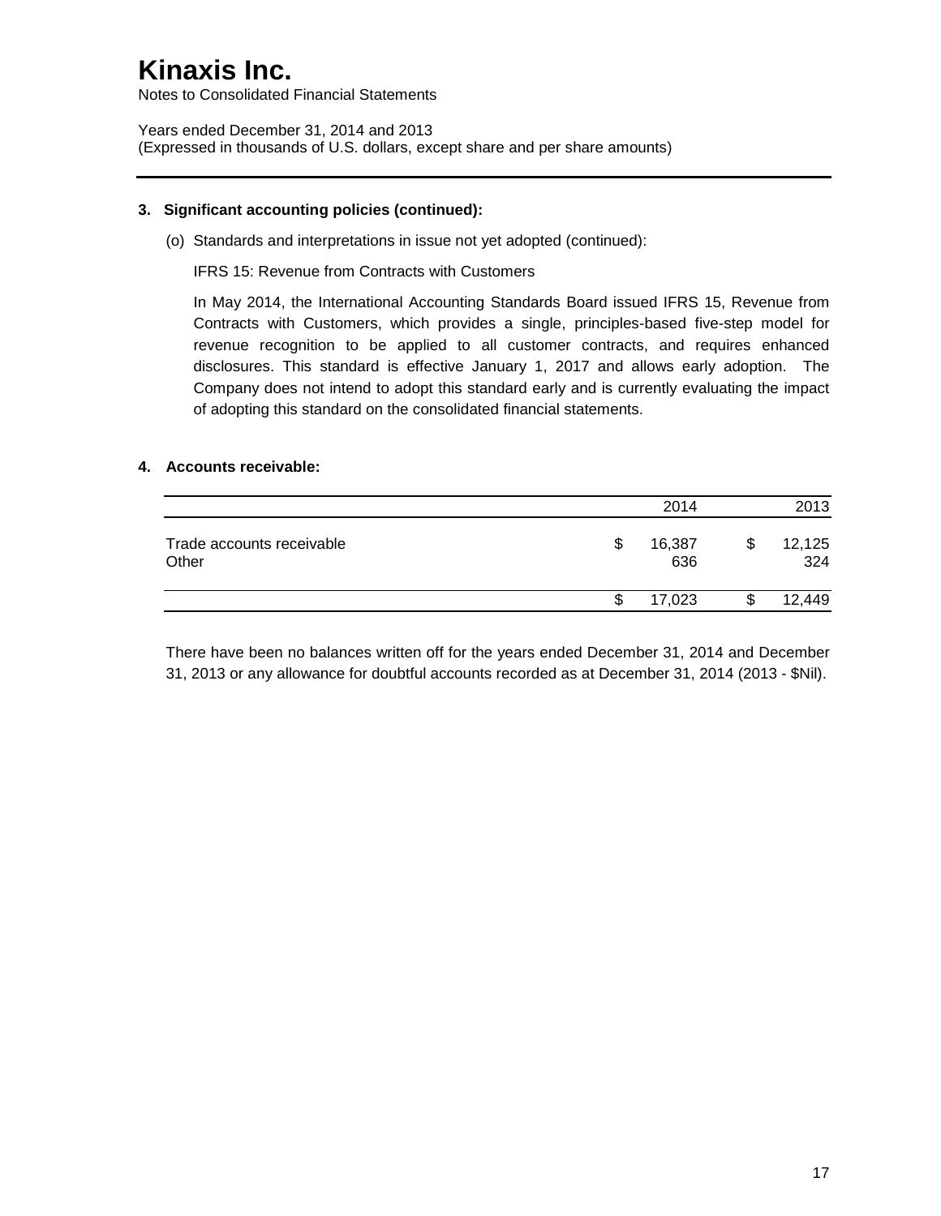### 3. Significant accounting policies (continued):

(o) Standards and interpretations in issue not yet adopted (continued):

IFRS 15: Revenue from Contracts with Customers

In May 2014, the International Accounting Standards Board issued IFRS 15, Revenue from Contracts with Customers, which provides a single, principles-based five-step model for revenue recognition to be applied to all customer contracts, and requires enhanced disclosures. This standard is effective January 1, 2017 and allows early adoption. The Company does not intend to adopt this standard early and is currently evaluating the impact of adopting this standard on the consolidated financial statements.

### 4. Accounts receivable:

| | 2014 | 2013 |
|---|---|---|
| Trade accounts receivable | $ 16,387 | $ 12,125 |
| Other | 636 | 324 |
| | $ 17,023 | $ 12,449 |

There have been no balances written off for the years ended December 31, 2014 and December 31, 2013 or any allowance for doubtful accounts recorded as at December 31, 2014 (2013 - $Nil).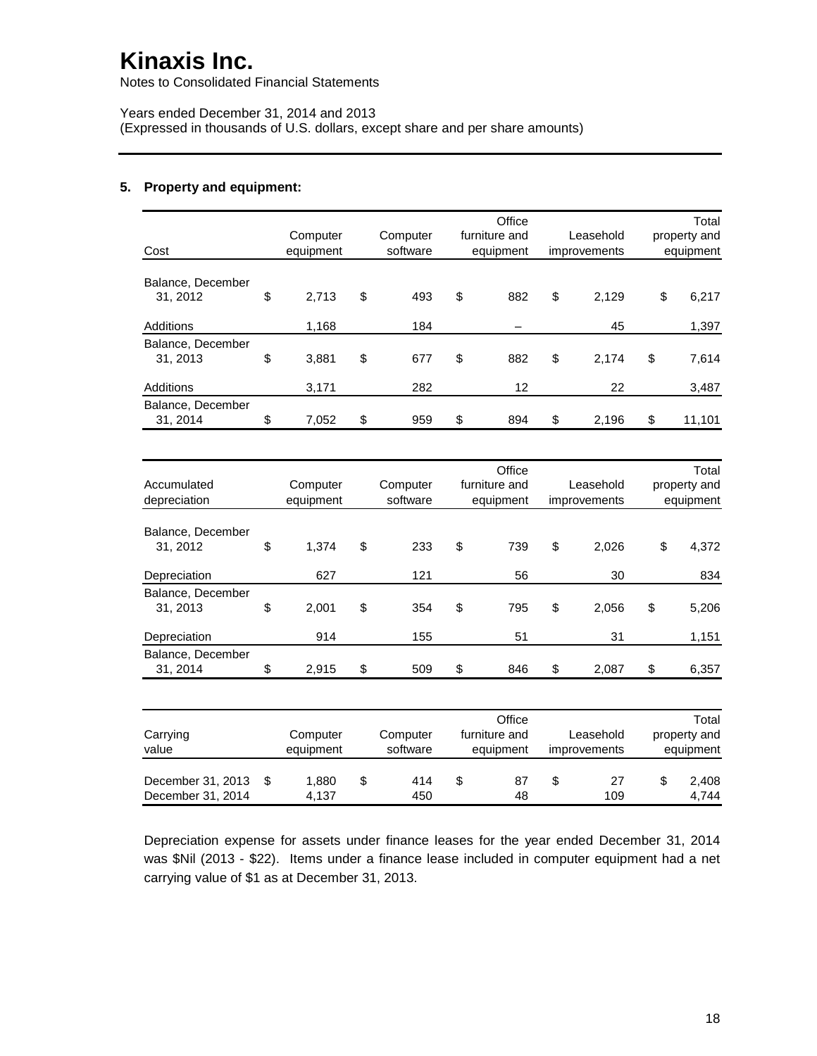# Kinaxis Inc.

Notes to Consolidated Financial Statements

Years ended December 31, 2014 and 2013
(Expressed in thousands of U.S. dollars, except share and per share amounts)

## 5. Property and equipment:

| Cost | Computer equipment | Computer software | Office furniture and equipment | Leasehold improvements | Total property and equipment |
|---|---|---|---|---|---|
| Balance, December 31, 2012 | $ 2,713 | $ 493 | $ 882 | $ 2,129 | $ 6,217 |
| Additions | 1,168 | 184 | – | 45 | 1,397 |
| Balance, December 31, 2013 | $ 3,881 | $ 677 | $ 882 | $ 2,174 | $ 7,614 |
| Additions | 3,171 | 282 | 12 | 22 | 3,487 |
| Balance, December 31, 2014 | $ 7,052 | $ 959 | $ 894 | $ 2,196 | $ 11,101 |

| Accumulated depreciation | Computer equipment | Computer software | Office furniture and equipment | Leasehold improvements | Total property and equipment |
|---|---|---|---|---|---|
| Balance, December 31, 2012 | $ 1,374 | $ 233 | $ 739 | $ 2,026 | $ 4,372 |
| Depreciation | 627 | 121 | 56 | 30 | 834 |
| Balance, December 31, 2013 | $ 2,001 | $ 354 | $ 795 | $ 2,056 | $ 5,206 |
| Depreciation | 914 | 155 | 51 | 31 | 1,151 |
| Balance, December 31, 2014 | $ 2,915 | $ 509 | $ 846 | $ 2,087 | $ 6,357 |

| Carrying value | Computer equipment | Computer software | Office furniture and equipment | Leasehold improvements | Total property and equipment |
|---|---|---|---|---|---|
| December 31, 2013 | $ 1,880 | $ 414 | $ 87 | $ 27 | $ 2,408 |
| December 31, 2014 | 4,137 | 450 | 48 | 109 | 4,744 |

Depreciation expense for assets under finance leases for the year ended December 31, 2014 was $Nil (2013 - $22). Items under a finance lease included in computer equipment had a net carrying value of $1 as at December 31, 2013.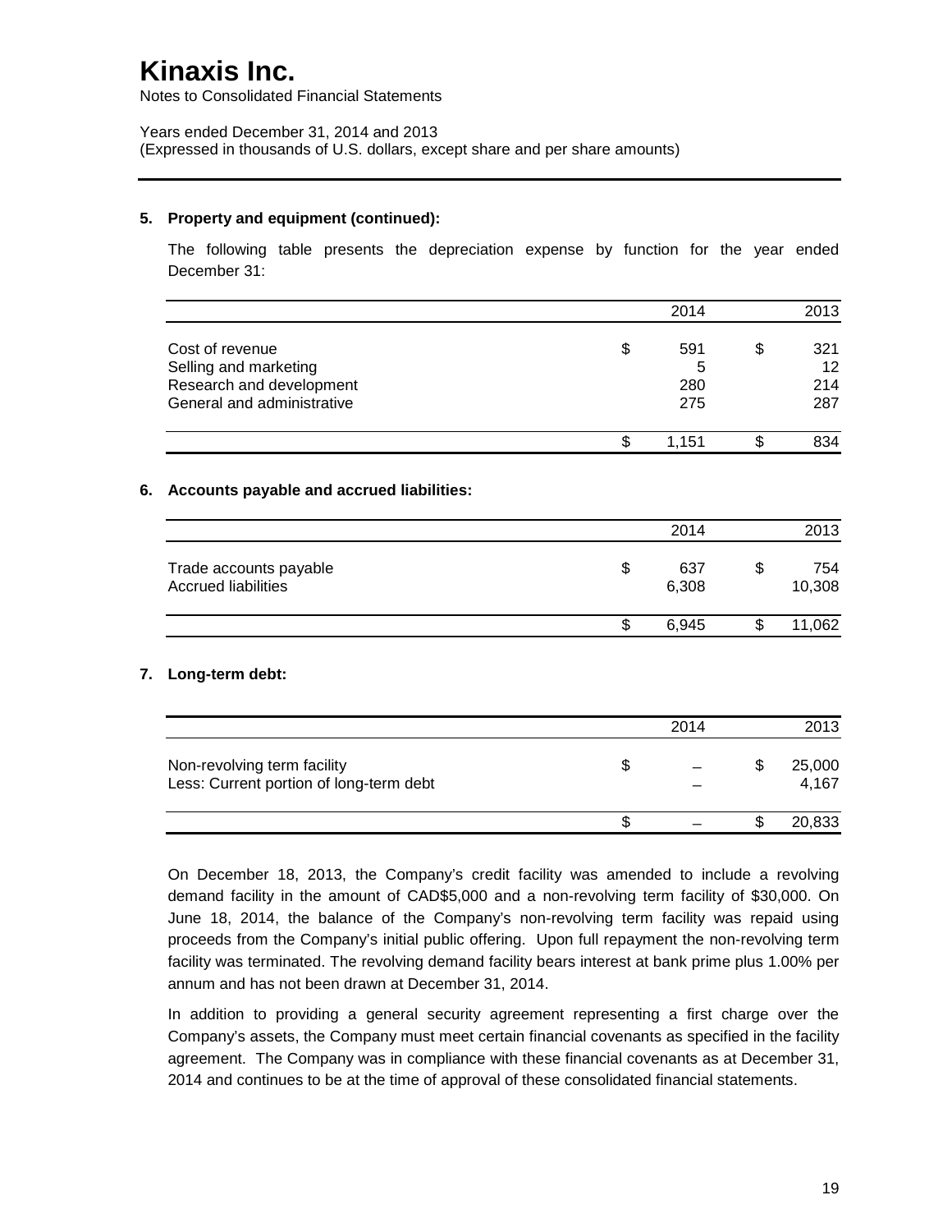# Kinaxis Inc.

Notes to Consolidated Financial Statements

Years ended December 31, 2014 and 2013
(Expressed in thousands of U.S. dollars, except share and per share amounts)

---

### 5. Property and equipment (continued):

The following table presents the depreciation expense by function for the year ended December 31:

| | 2014 | 2013 |
|---|---|---|
| Cost of revenue | $ 591 | $ 321 |
| Selling and marketing | 5 | 12 |
| Research and development | 280 | 214 |
| General and administrative | 275 | 287 |
| | $ 1,151 | $ 834 |

### 6. Accounts payable and accrued liabilities:

| | 2014 | 2013 |
|---|---|---|
| Trade accounts payable | $ 637 | $ 754 |
| Accrued liabilities | 6,308 | 10,308 |
| | $ 6,945 | $ 11,062 |

### 7. Long-term debt:

| | 2014 | 2013 |
|---|---|---|
| Non-revolving term facility | $ – | $ 25,000 |
| Less: Current portion of long-term debt | – | 4,167 |
| | $ – | $ 20,833 |

On December 18, 2013, the Company's credit facility was amended to include a revolving demand facility in the amount of CAD$5,000 and a non-revolving term facility of $30,000. On June 18, 2014, the balance of the Company's non-revolving term facility was repaid using proceeds from the Company's initial public offering. Upon full repayment the non-revolving term facility was terminated. The revolving demand facility bears interest at bank prime plus 1.00% per annum and has not been drawn at December 31, 2014.

In addition to providing a general security agreement representing a first charge over the Company's assets, the Company must meet certain financial covenants as specified in the facility agreement. The Company was in compliance with these financial covenants as at December 31, 2014 and continues to be at the time of approval of these consolidated financial statements.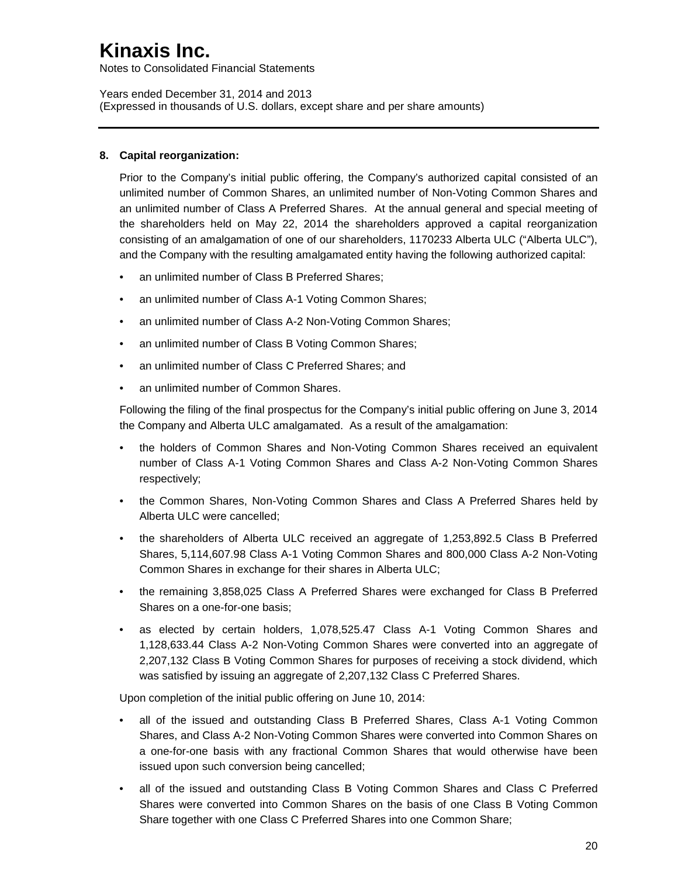### 8. Capital reorganization:

Prior to the Company's initial public offering, the Company's authorized capital consisted of an unlimited number of Common Shares, an unlimited number of Non-Voting Common Shares and an unlimited number of Class A Preferred Shares. At the annual general and special meeting of the shareholders held on May 22, 2014 the shareholders approved a capital reorganization consisting of an amalgamation of one of our shareholders, 1170233 Alberta ULC ("Alberta ULC"), and the Company with the resulting amalgamated entity having the following authorized capital:

- an unlimited number of Class B Preferred Shares;
- an unlimited number of Class A-1 Voting Common Shares;
- an unlimited number of Class A-2 Non-Voting Common Shares;
- an unlimited number of Class B Voting Common Shares;
- an unlimited number of Class C Preferred Shares; and
- an unlimited number of Common Shares.

Following the filing of the final prospectus for the Company's initial public offering on June 3, 2014 the Company and Alberta ULC amalgamated. As a result of the amalgamation:

- the holders of Common Shares and Non-Voting Common Shares received an equivalent number of Class A-1 Voting Common Shares and Class A-2 Non-Voting Common Shares respectively;
- the Common Shares, Non-Voting Common Shares and Class A Preferred Shares held by Alberta ULC were cancelled;
- the shareholders of Alberta ULC received an aggregate of 1,253,892.5 Class B Preferred Shares, 5,114,607.98 Class A-1 Voting Common Shares and 800,000 Class A-2 Non-Voting Common Shares in exchange for their shares in Alberta ULC;
- the remaining 3,858,025 Class A Preferred Shares were exchanged for Class B Preferred Shares on a one-for-one basis;
- as elected by certain holders, 1,078,525.47 Class A-1 Voting Common Shares and 1,128,633.44 Class A-2 Non-Voting Common Shares were converted into an aggregate of 2,207,132 Class B Voting Common Shares for purposes of receiving a stock dividend, which was satisfied by issuing an aggregate of 2,207,132 Class C Preferred Shares.

Upon completion of the initial public offering on June 10, 2014:

- all of the issued and outstanding Class B Preferred Shares, Class A-1 Voting Common Shares, and Class A-2 Non-Voting Common Shares were converted into Common Shares on a one-for-one basis with any fractional Common Shares that would otherwise have been issued upon such conversion being cancelled;
- all of the issued and outstanding Class B Voting Common Shares and Class C Preferred Shares were converted into Common Shares on the basis of one Class B Voting Common Share together with one Class C Preferred Shares into one Common Share;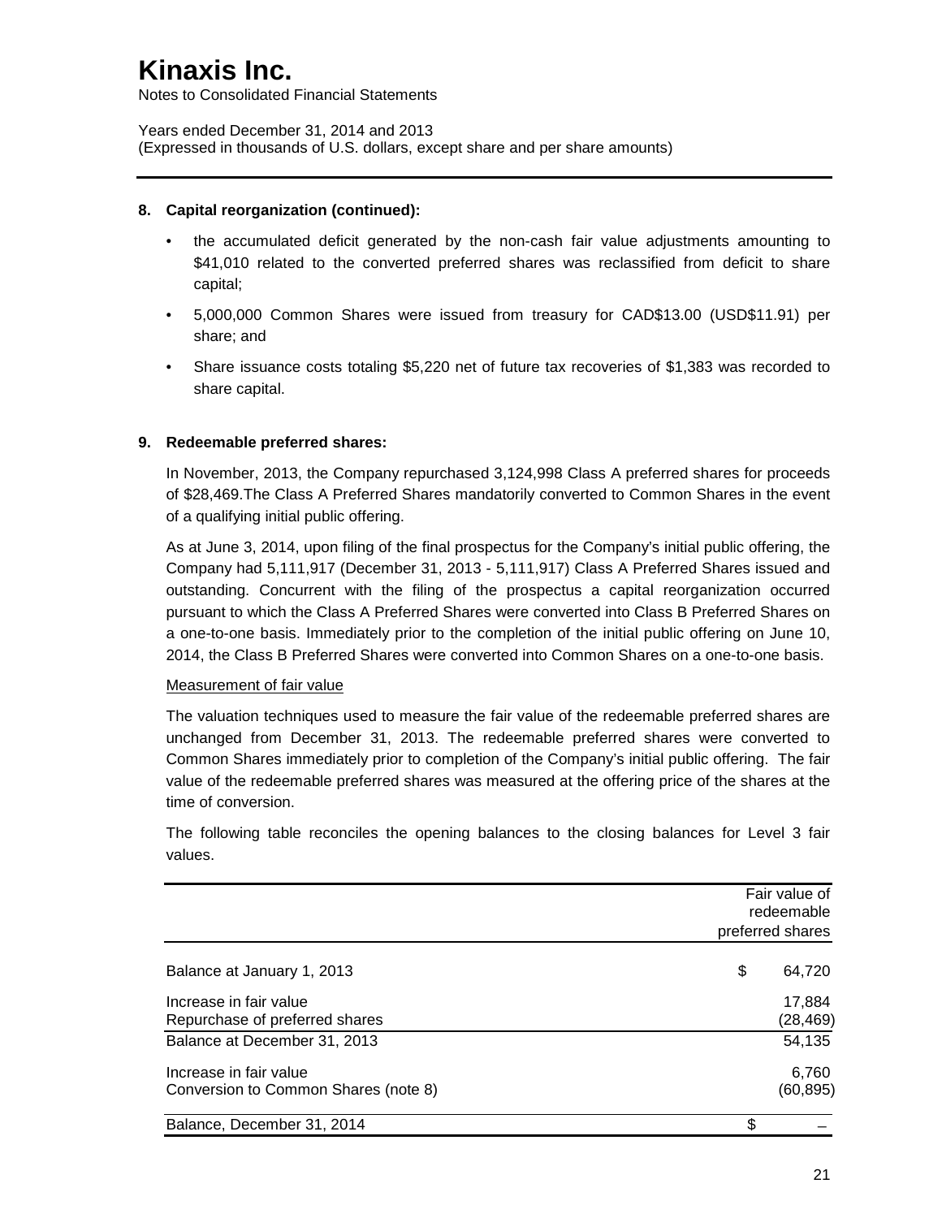# Kinaxis Inc.

Notes to Consolidated Financial Statements

Years ended December 31, 2014 and 2013
(Expressed in thousands of U.S. dollars, except share and per share amounts)

**8. Capital reorganization (continued):**

- the accumulated deficit generated by the non-cash fair value adjustments amounting to \$41,010 related to the converted preferred shares was reclassified from deficit to share capital;
- 5,000,000 Common Shares were issued from treasury for CAD\$13.00 (USD\$11.91) per share; and
- Share issuance costs totaling \$5,220 net of future tax recoveries of \$1,383 was recorded to share capital.

**9. Redeemable preferred shares:**

In November, 2013, the Company repurchased 3,124,998 Class A preferred shares for proceeds of \$28,469.The Class A Preferred Shares mandatorily converted to Common Shares in the event of a qualifying initial public offering.

As at June 3, 2014, upon filing of the final prospectus for the Company's initial public offering, the Company had 5,111,917 (December 31, 2013 - 5,111,917) Class A Preferred Shares issued and outstanding. Concurrent with the filing of the prospectus a capital reorganization occurred pursuant to which the Class A Preferred Shares were converted into Class B Preferred Shares on a one-to-one basis. Immediately prior to the completion of the initial public offering on June 10, 2014, the Class B Preferred Shares were converted into Common Shares on a one-to-one basis.

Measurement of fair value

The valuation techniques used to measure the fair value of the redeemable preferred shares are unchanged from December 31, 2013. The redeemable preferred shares were converted to Common Shares immediately prior to completion of the Company's initial public offering. The fair value of the redeemable preferred shares was measured at the offering price of the shares at the time of conversion.

The following table reconciles the opening balances to the closing balances for Level 3 fair values.

| | Fair value of redeemable preferred shares |
|---|---|
| Balance at January 1, 2013 | \$ 64,720 |
| Increase in fair value | 17,884 |
| Repurchase of preferred shares | (28,469) |
| Balance at December 31, 2013 | 54,135 |
| Increase in fair value | 6,760 |
| Conversion to Common Shares (note 8) | (60,895) |
| Balance, December 31, 2014 | \$ – |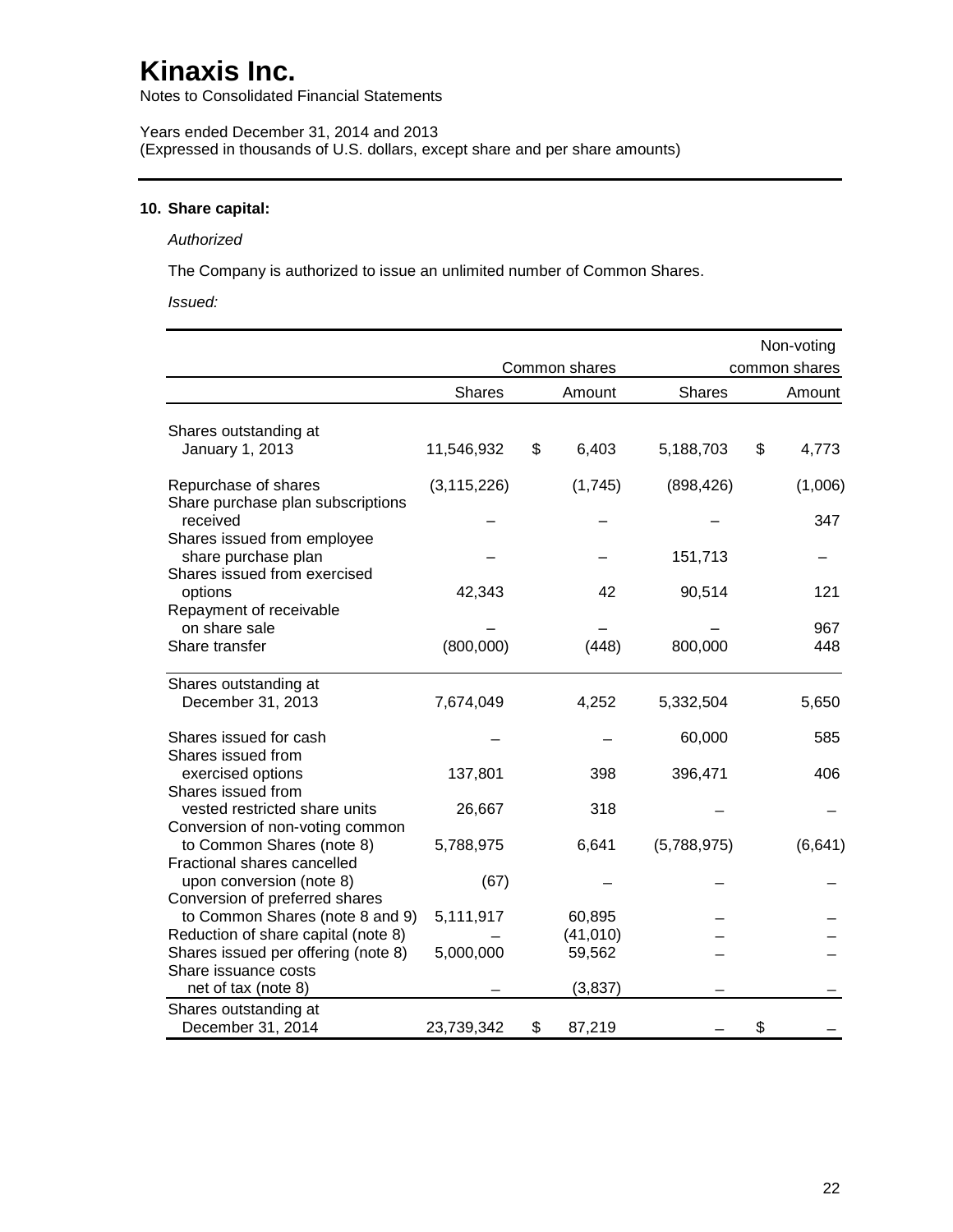# Kinaxis Inc.

Notes to Consolidated Financial Statements

Years ended December 31, 2014 and 2013
(Expressed in thousands of U.S. dollars, except share and per share amounts)

## 10. Share capital:

*Authorized*

The Company is authorized to issue an unlimited number of Common Shares.

*Issued:*

| | Common shares | | Non-voting common shares | |
|---|---|---|---|---|
| | Shares | Amount | Shares | Amount |
| Shares outstanding at January 1, 2013 | 11,546,932 | $ 6,403 | 5,188,703 | $ 4,773 |
| Repurchase of shares | (3,115,226) | (1,745) | (898,426) | (1,006) |
| Share purchase plan subscriptions received | – | – | – | 347 |
| Shares issued from employee share purchase plan | – | – | 151,713 | – |
| Shares issued from exercised options | 42,343 | 42 | 90,514 | 121 |
| Repayment of receivable on share sale | – | – | – | 967 |
| Share transfer | (800,000) | (448) | 800,000 | 448 |
| Shares outstanding at December 31, 2013 | 7,674,049 | 4,252 | 5,332,504 | 5,650 |
| Shares issued for cash | – | – | 60,000 | 585 |
| Shares issued from exercised options | 137,801 | 398 | 396,471 | 406 |
| Shares issued from vested restricted share units | 26,667 | 318 | – | – |
| Conversion of non-voting common to Common Shares (note 8) | 5,788,975 | 6,641 | (5,788,975) | (6,641) |
| Fractional shares cancelled upon conversion (note 8) | (67) | – | – | – |
| Conversion of preferred shares to Common Shares (note 8 and 9) | 5,111,917 | 60,895 | – | – |
| Reduction of share capital (note 8) | – | (41,010) | – | – |
| Shares issued per offering (note 8) | 5,000,000 | 59,562 | – | – |
| Share issuance costs net of tax (note 8) | – | (3,837) | – | – |
| Shares outstanding at December 31, 2014 | 23,739,342 | $ 87,219 | – | $ – |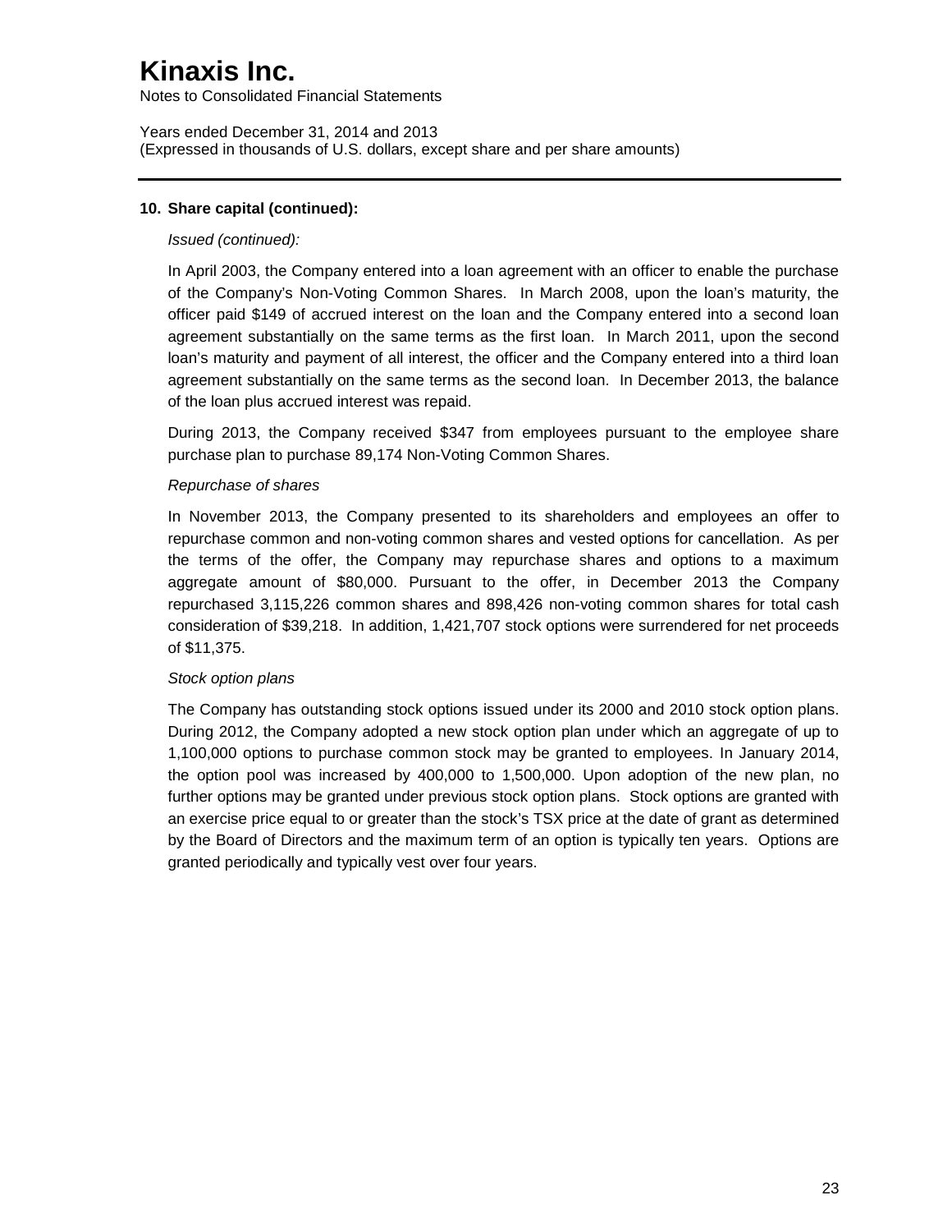## 10. Share capital (continued):

*Issued (continued):*

In April 2003, the Company entered into a loan agreement with an officer to enable the purchase of the Company's Non-Voting Common Shares. In March 2008, upon the loan's maturity, the officer paid $149 of accrued interest on the loan and the Company entered into a second loan agreement substantially on the same terms as the first loan. In March 2011, upon the second loan's maturity and payment of all interest, the officer and the Company entered into a third loan agreement substantially on the same terms as the second loan. In December 2013, the balance of the loan plus accrued interest was repaid.

During 2013, the Company received $347 from employees pursuant to the employee share purchase plan to purchase 89,174 Non-Voting Common Shares.

*Repurchase of shares*

In November 2013, the Company presented to its shareholders and employees an offer to repurchase common and non-voting common shares and vested options for cancellation. As per the terms of the offer, the Company may repurchase shares and options to a maximum aggregate amount of $80,000. Pursuant to the offer, in December 2013 the Company repurchased 3,115,226 common shares and 898,426 non-voting common shares for total cash consideration of $39,218. In addition, 1,421,707 stock options were surrendered for net proceeds of $11,375.

*Stock option plans*

The Company has outstanding stock options issued under its 2000 and 2010 stock option plans. During 2012, the Company adopted a new stock option plan under which an aggregate of up to 1,100,000 options to purchase common stock may be granted to employees. In January 2014, the option pool was increased by 400,000 to 1,500,000. Upon adoption of the new plan, no further options may be granted under previous stock option plans. Stock options are granted with an exercise price equal to or greater than the stock's TSX price at the date of grant as determined by the Board of Directors and the maximum term of an option is typically ten years. Options are granted periodically and typically vest over four years.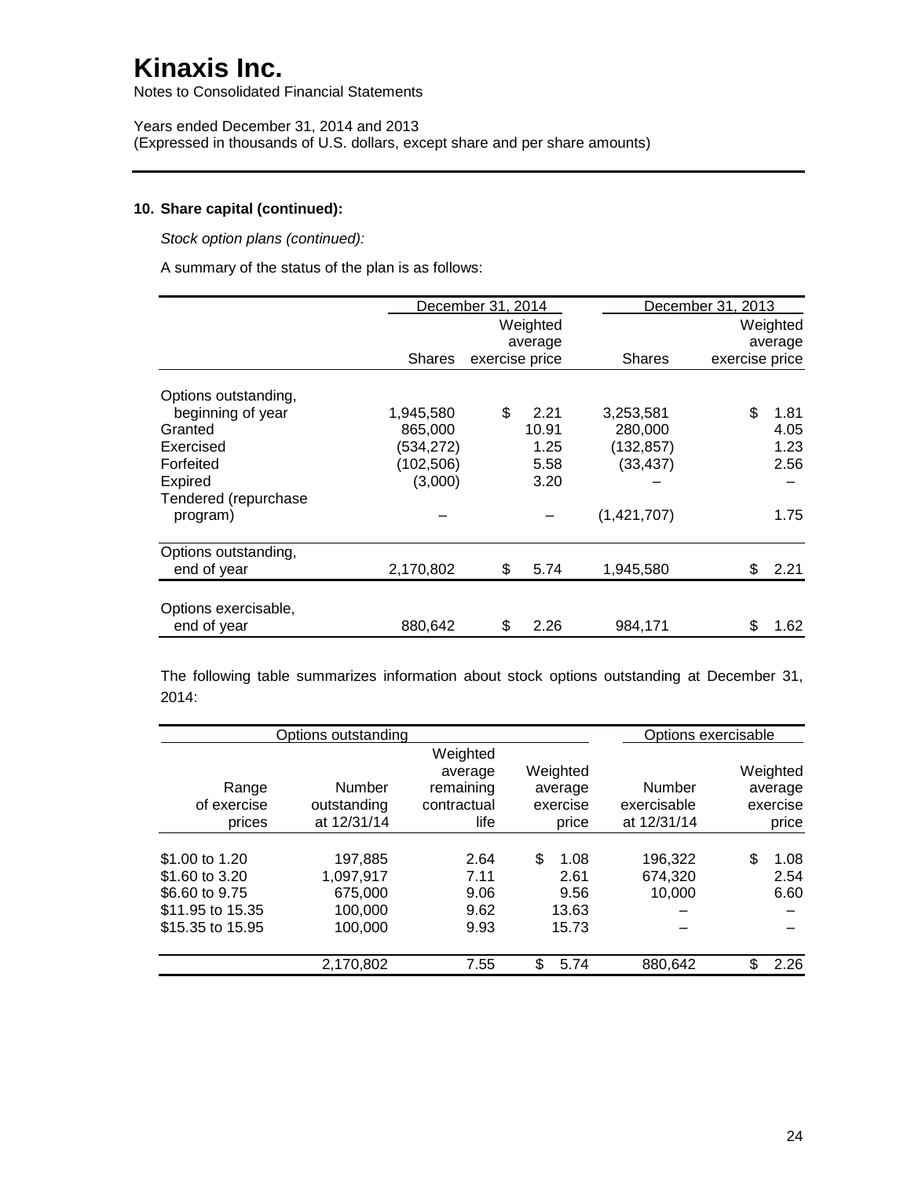# Kinaxis Inc.

Notes to Consolidated Financial Statements

Years ended December 31, 2014 and 2013
(Expressed in thousands of U.S. dollars, except share and per share amounts)

**10. Share capital (continued):**

*Stock option plans (continued):*

A summary of the status of the plan is as follows:

| | December 31, 2014 | | December 31, 2013 | |
|---|---|---|---|---|
| | Shares | Weighted average exercise price | Shares | Weighted average exercise price |
| Options outstanding, beginning of year | 1,945,580 | $ 2.21 | 3,253,581 | $ 1.81 |
| Granted | 865,000 | 10.91 | 280,000 | 4.05 |
| Exercised | (534,272) | 1.25 | (132,857) | 1.23 |
| Forfeited | (102,506) | 5.58 | (33,437) | 2.56 |
| Expired | (3,000) | 3.20 | – | – |
| Tendered (repurchase program) | – | – | (1,421,707) | 1.75 |
| Options outstanding, end of year | 2,170,802 | $ 5.74 | 1,945,580 | $ 2.21 |
| Options exercisable, end of year | 880,642 | $ 2.26 | 984,171 | $ 1.62 |

The following table summarizes information about stock options outstanding at December 31, 2014:

| Options outstanding | | | | Options exercisable | |
|---|---|---|---|---|---|
| Range of exercise prices | Number outstanding at 12/31/14 | Weighted average remaining contractual life | Weighted average exercise price | Number exercisable at 12/31/14 | Weighted average exercise price |
| $1.00 to 1.20 | 197,885 | 2.64 | $ 1.08 | 196,322 | $ 1.08 |
| $1.60 to 3.20 | 1,097,917 | 7.11 | 2.61 | 674,320 | 2.54 |
| $6.60 to 9.75 | 675,000 | 9.06 | 9.56 | 10,000 | 6.60 |
| $11.95 to 15.35 | 100,000 | 9.62 | 13.63 | – | – |
| $15.35 to 15.95 | 100,000 | 9.93 | 15.73 | – | – |
| | 2,170,802 | 7.55 | $ 5.74 | 880,642 | $ 2.26 |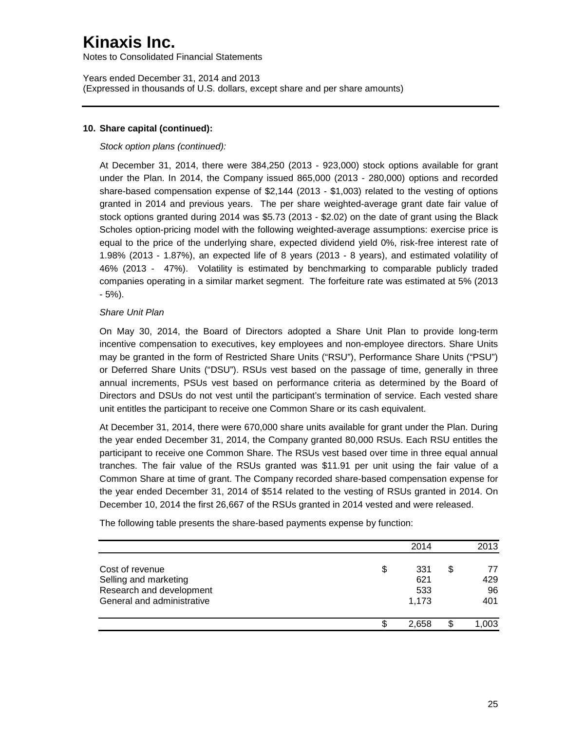# Kinaxis Inc.

Notes to Consolidated Financial Statements

Years ended December 31, 2014 and 2013
(Expressed in thousands of U.S. dollars, except share and per share amounts)

**10. Share capital (continued):**

*Stock option plans (continued):*

At December 31, 2014, there were 384,250 (2013 - 923,000) stock options available for grant under the Plan. In 2014, the Company issued 865,000 (2013 - 280,000) options and recorded share-based compensation expense of $2,144 (2013 - $1,003) related to the vesting of options granted in 2014 and previous years. The per share weighted-average grant date fair value of stock options granted during 2014 was $5.73 (2013 - $2.02) on the date of grant using the Black Scholes option-pricing model with the following weighted-average assumptions: exercise price is equal to the price of the underlying share, expected dividend yield 0%, risk-free interest rate of 1.98% (2013 - 1.87%), an expected life of 8 years (2013 - 8 years), and estimated volatility of 46% (2013 - 47%). Volatility is estimated by benchmarking to comparable publicly traded companies operating in a similar market segment. The forfeiture rate was estimated at 5% (2013 - 5%).

*Share Unit Plan*

On May 30, 2014, the Board of Directors adopted a Share Unit Plan to provide long-term incentive compensation to executives, key employees and non-employee directors. Share Units may be granted in the form of Restricted Share Units ("RSU"), Performance Share Units ("PSU") or Deferred Share Units ("DSU"). RSUs vest based on the passage of time, generally in three annual increments, PSUs vest based on performance criteria as determined by the Board of Directors and DSUs do not vest until the participant's termination of service. Each vested share unit entitles the participant to receive one Common Share or its cash equivalent.

At December 31, 2014, there were 670,000 share units available for grant under the Plan. During the year ended December 31, 2014, the Company granted 80,000 RSUs. Each RSU entitles the participant to receive one Common Share. The RSUs vest based over time in three equal annual tranches. The fair value of the RSUs granted was $11.91 per unit using the fair value of a Common Share at time of grant. The Company recorded share-based compensation expense for the year ended December 31, 2014 of $514 related to the vesting of RSUs granted in 2014. On December 10, 2014 the first 26,667 of the RSUs granted in 2014 vested and were released.

The following table presents the share-based payments expense by function:

| | 2014 | 2013 |
|---|---|---|
| Cost of revenue | $ 331 | $ 77 |
| Selling and marketing | 621 | 429 |
| Research and development | 533 | 96 |
| General and administrative | 1,173 | 401 |
| | $ 2,658 | $ 1,003 |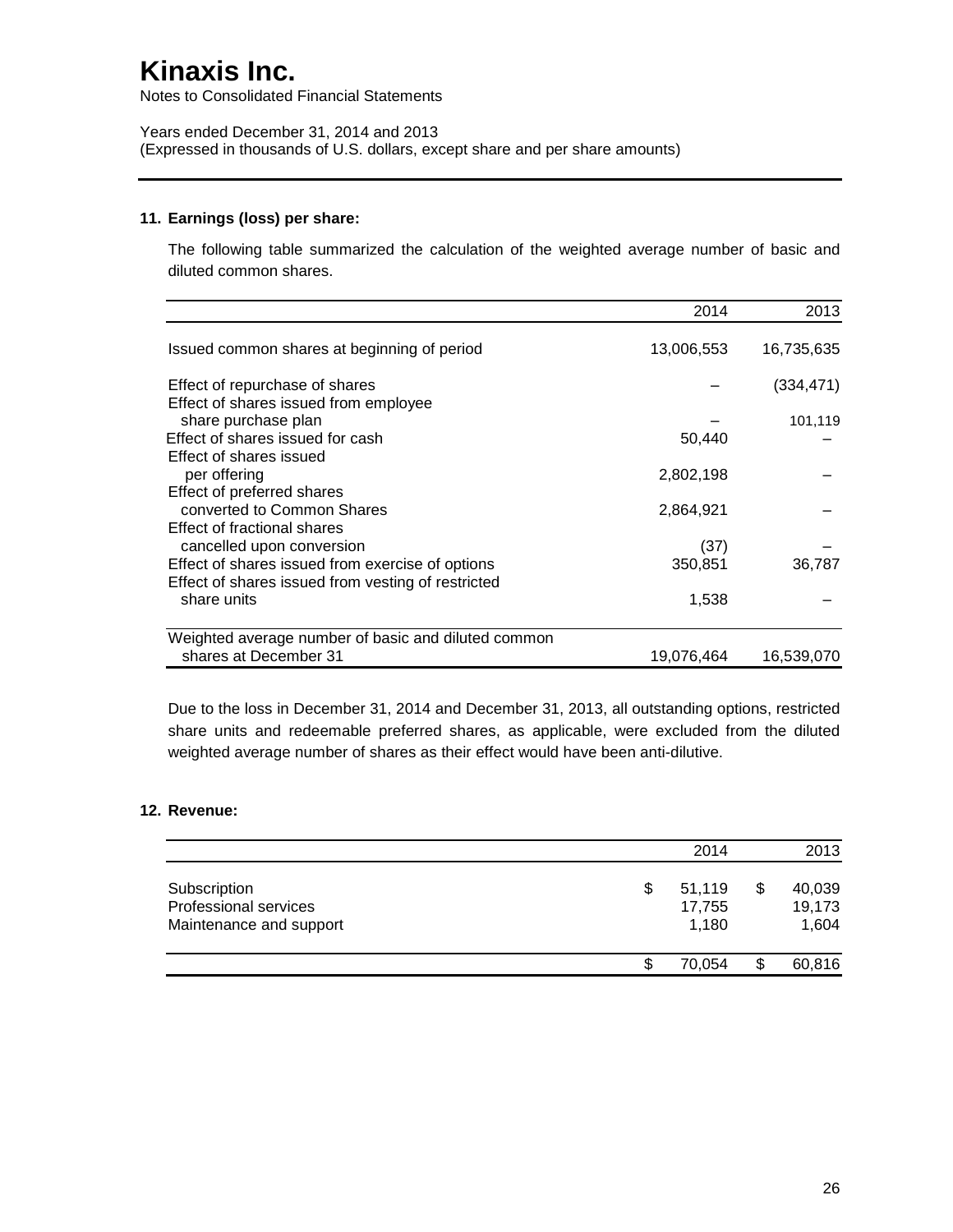# Kinaxis Inc.

Notes to Consolidated Financial Statements

Years ended December 31, 2014 and 2013
(Expressed in thousands of U.S. dollars, except share and per share amounts)

---

## 11. Earnings (loss) per share:

The following table summarized the calculation of the weighted average number of basic and diluted common shares.

| | 2014 | 2013 |
|---|---|---|
| Issued common shares at beginning of period | 13,006,553 | 16,735,635 |
| Effect of repurchase of shares | – | (334,471) |
| Effect of shares issued from employee share purchase plan | – | 101,119 |
| Effect of shares issued for cash | 50,440 | – |
| Effect of shares issued per offering | 2,802,198 | – |
| Effect of preferred shares converted to Common Shares | 2,864,921 | – |
| Effect of fractional shares cancelled upon conversion | (37) | – |
| Effect of shares issued from exercise of options | 350,851 | 36,787 |
| Effect of shares issued from vesting of restricted share units | 1,538 | – |
| Weighted average number of basic and diluted common shares at December 31 | 19,076,464 | 16,539,070 |

Due to the loss in December 31, 2014 and December 31, 2013, all outstanding options, restricted share units and redeemable preferred shares, as applicable, were excluded from the diluted weighted average number of shares as their effect would have been anti-dilutive.

## 12. Revenue:

| | 2014 | 2013 |
|---|---|---|
| Subscription | $ 51,119 | $ 40,039 |
| Professional services | 17,755 | 19,173 |
| Maintenance and support | 1,180 | 1,604 |
| | $ 70,054 | $ 60,816 |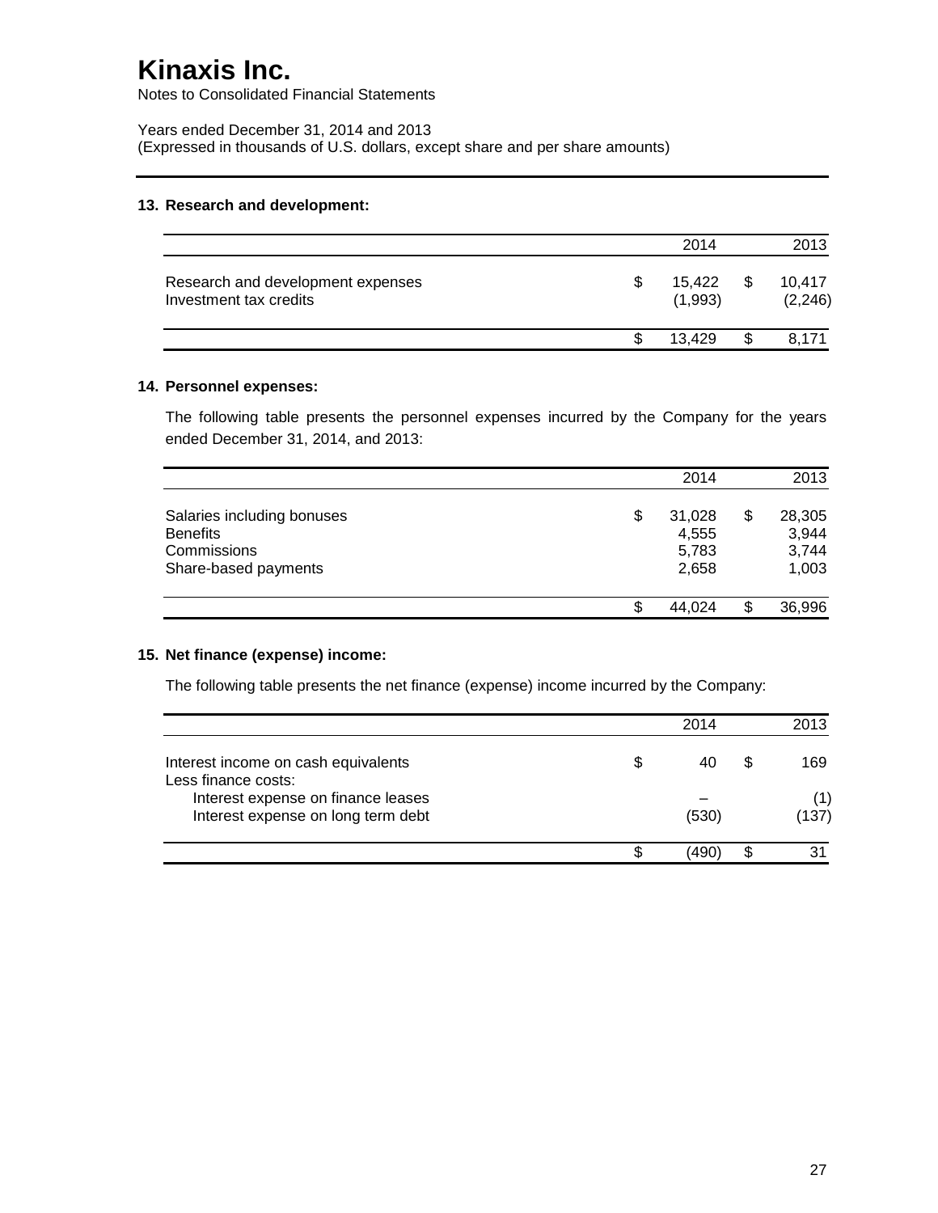# Kinaxis Inc.

Notes to Consolidated Financial Statements

Years ended December 31, 2014 and 2013
(Expressed in thousands of U.S. dollars, except share and per share amounts)

### 13. Research and development:

| | 2014 | 2013 |
|---|---|---|
| Research and development expenses | $ 15,422 | $ 10,417 |
| Investment tax credits | (1,993) | (2,246) |
| | $ 13,429 | $ 8,171 |

### 14. Personnel expenses:

The following table presents the personnel expenses incurred by the Company for the years ended December 31, 2014, and 2013:

| | 2014 | 2013 |
|---|---|---|
| Salaries including bonuses | $ 31,028 | $ 28,305 |
| Benefits | 4,555 | 3,944 |
| Commissions | 5,783 | 3,744 |
| Share-based payments | 2,658 | 1,003 |
| | $ 44,024 | $ 36,996 |

### 15. Net finance (expense) income:

The following table presents the net finance (expense) income incurred by the Company:

| | 2014 | 2013 |
|---|---|---|
| Interest income on cash equivalents | $ 40 | $ 169 |
| Less finance costs: | | |
| Interest expense on finance leases | – | (1) |
| Interest expense on long term debt | (530) | (137) |
| | $ (490) | $ 31 |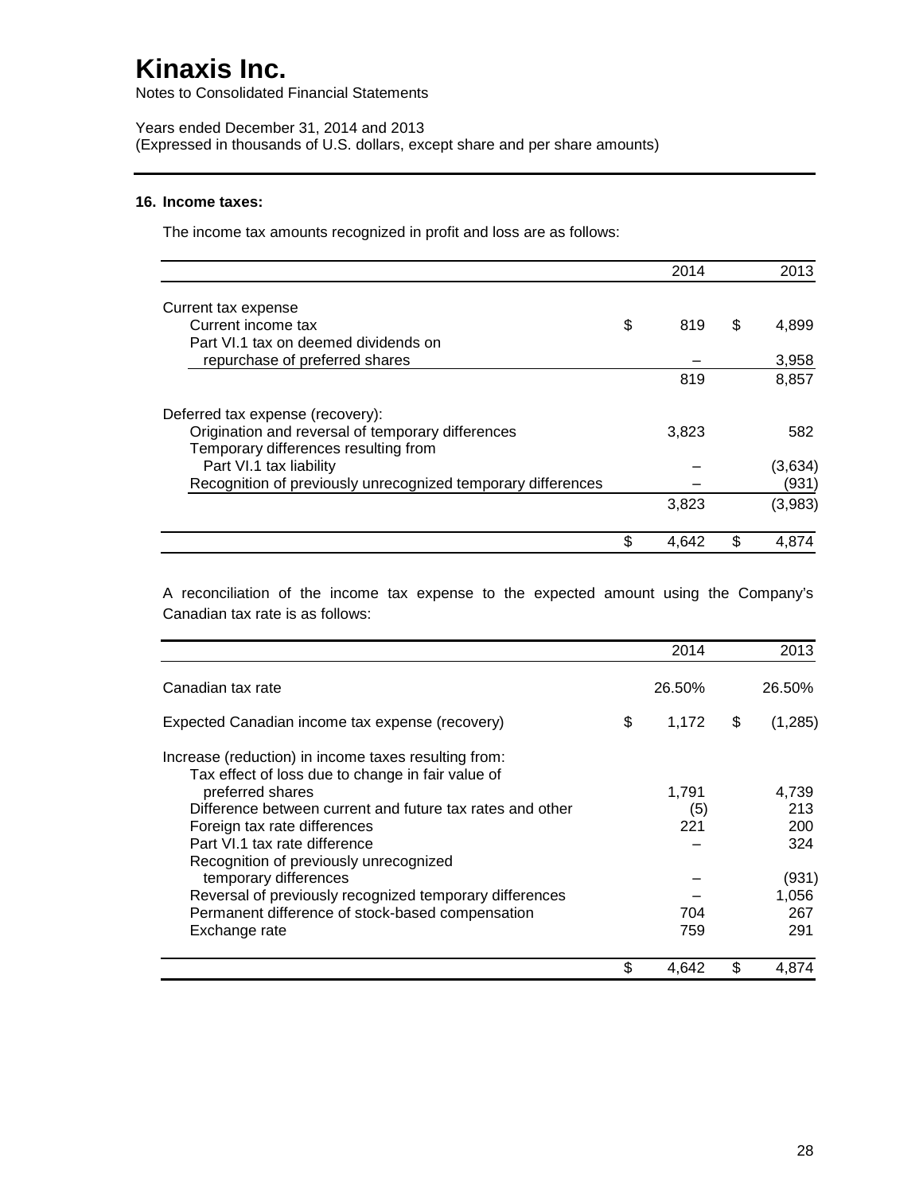# Kinaxis Inc.

Notes to Consolidated Financial Statements

Years ended December 31, 2014 and 2013
(Expressed in thousands of U.S. dollars, except share and per share amounts)

**16. Income taxes:**

The income tax amounts recognized in profit and loss are as follows:

| | 2014 | 2013 |
|---|---|---|
| Current tax expense | | |
| Current income tax | $ 819 | $ 4,899 |
| Part VI.1 tax on deemed dividends on repurchase of preferred shares | – | 3,958 |
| | 819 | 8,857 |
| Deferred tax expense (recovery): | | |
| Origination and reversal of temporary differences | 3,823 | 582 |
| Temporary differences resulting from Part VI.1 tax liability | – | (3,634) |
| Recognition of previously unrecognized temporary differences | – | (931) |
| | 3,823 | (3,983) |
| | $ 4,642 | $ 4,874 |

A reconciliation of the income tax expense to the expected amount using the Company's Canadian tax rate is as follows:

| | 2014 | 2013 |
|---|---|---|
| Canadian tax rate | 26.50% | 26.50% |
| Expected Canadian income tax expense (recovery) | $ 1,172 | $ (1,285) |
| Increase (reduction) in income taxes resulting from: | | |
| Tax effect of loss due to change in fair value of preferred shares | 1,791 | 4,739 |
| Difference between current and future tax rates and other | (5) | 213 |
| Foreign tax rate differences | 221 | 200 |
| Part VI.1 tax rate difference | – | 324 |
| Recognition of previously unrecognized temporary differences | – | (931) |
| Reversal of previously recognized temporary differences | – | 1,056 |
| Permanent difference of stock-based compensation | 704 | 267 |
| Exchange rate | 759 | 291 |
| | $ 4,642 | $ 4,874 |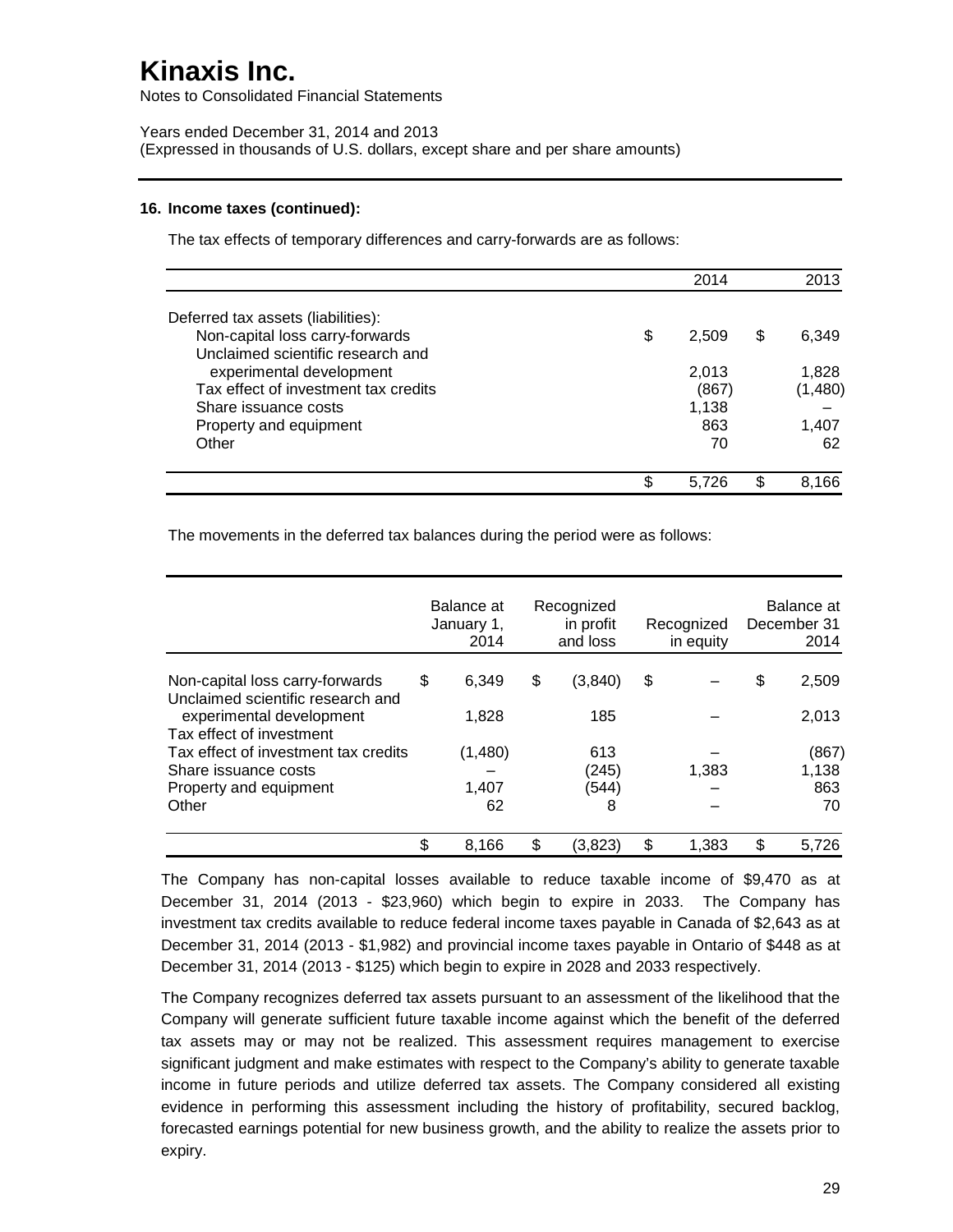# Kinaxis Inc.

Notes to Consolidated Financial Statements

Years ended December 31, 2014 and 2013
(Expressed in thousands of U.S. dollars, except share and per share amounts)

**16. Income taxes (continued):**

The tax effects of temporary differences and carry-forwards are as follows:

| | 2014 | 2013 |
|---|---|---|
| Deferred tax assets (liabilities): | | |
| Non-capital loss carry-forwards | $ 2,509 | $ 6,349 |
| Unclaimed scientific research and experimental development | 2,013 | 1,828 |
| Tax effect of investment tax credits | (867) | (1,480) |
| Share issuance costs | 1,138 | – |
| Property and equipment | 863 | 1,407 |
| Other | 70 | 62 |
| | $ 5,726 | $ 8,166 |

The movements in the deferred tax balances during the period were as follows:

| | Balance at January 1, 2014 | Recognized in profit and loss | Recognized in equity | Balance at December 31 2014 |
|---|---|---|---|---|
| Non-capital loss carry-forwards | $ 6,349 | $ (3,840) | $ – | $ 2,509 |
| Unclaimed scientific research and experimental development | 1,828 | 185 | – | 2,013 |
| Tax effect of investment | | | | |
| Tax effect of investment tax credits | (1,480) | 613 | – | (867) |
| Share issuance costs | – | (245) | 1,383 | 1,138 |
| Property and equipment | 1,407 | (544) | – | 863 |
| Other | 62 | 8 | – | 70 |
| | $ 8,166 | $ (3,823) | $ 1,383 | $ 5,726 |

The Company has non-capital losses available to reduce taxable income of $9,470 as at December 31, 2014 (2013 - $23,960) which begin to expire in 2033. The Company has investment tax credits available to reduce federal income taxes payable in Canada of $2,643 as at December 31, 2014 (2013 - $1,982) and provincial income taxes payable in Ontario of $448 as at December 31, 2014 (2013 - $125) which begin to expire in 2028 and 2033 respectively.

The Company recognizes deferred tax assets pursuant to an assessment of the likelihood that the Company will generate sufficient future taxable income against which the benefit of the deferred tax assets may or may not be realized. This assessment requires management to exercise significant judgment and make estimates with respect to the Company's ability to generate taxable income in future periods and utilize deferred tax assets. The Company considered all existing evidence in performing this assessment including the history of profitability, secured backlog, forecasted earnings potential for new business growth, and the ability to realize the assets prior to expiry.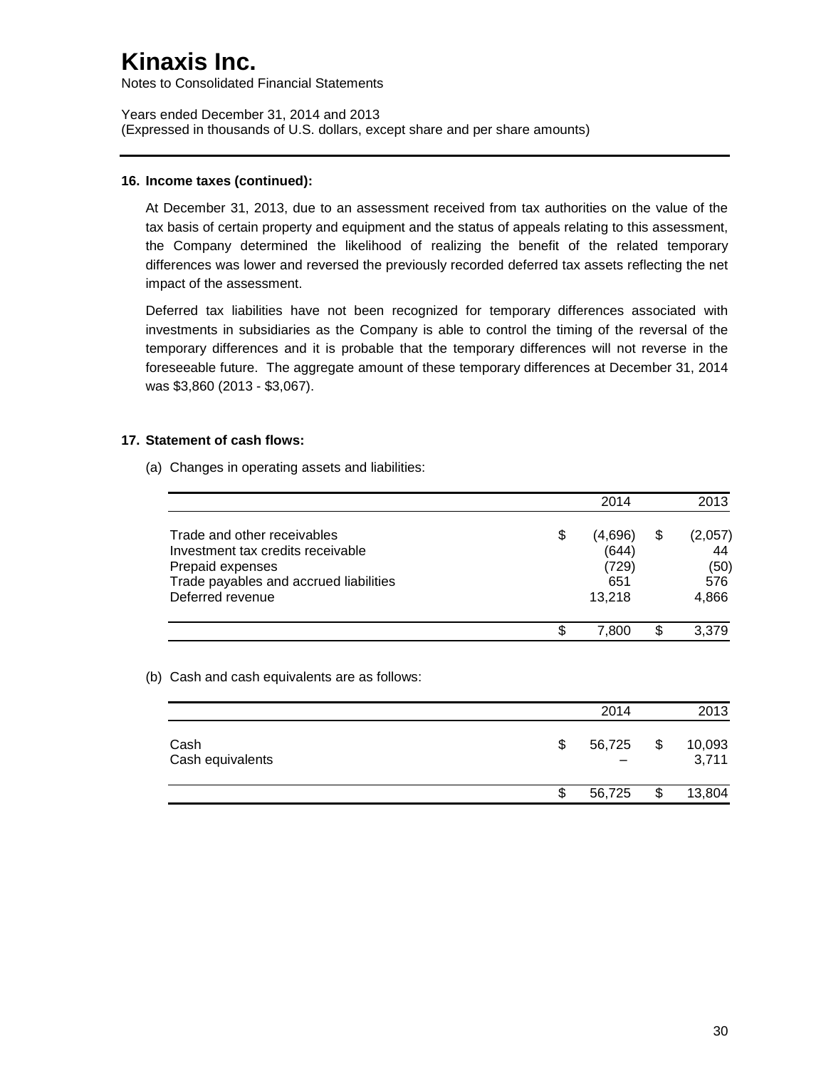## 16. Income taxes (continued):

At December 31, 2013, due to an assessment received from tax authorities on the value of the tax basis of certain property and equipment and the status of appeals relating to this assessment, the Company determined the likelihood of realizing the benefit of the related temporary differences was lower and reversed the previously recorded deferred tax assets reflecting the net impact of the assessment.

Deferred tax liabilities have not been recognized for temporary differences associated with investments in subsidiaries as the Company is able to control the timing of the reversal of the temporary differences and it is probable that the temporary differences will not reverse in the foreseeable future. The aggregate amount of these temporary differences at December 31, 2014 was $3,860 (2013 - $3,067).

## 17. Statement of cash flows:

(a) Changes in operating assets and liabilities:

| | 2014 | 2013 |
|---|---|---|
| Trade and other receivables | $ (4,696) | $ (2,057) |
| Investment tax credits receivable | (644) | 44 |
| Prepaid expenses | (729) | (50) |
| Trade payables and accrued liabilities | 651 | 576 |
| Deferred revenue | 13,218 | 4,866 |
| | $ 7,800 | $ 3,379 |

(b) Cash and cash equivalents are as follows:

| | 2014 | 2013 |
|---|---|---|
| Cash | $ 56,725 | $ 10,093 |
| Cash equivalents | – | 3,711 |
| | $ 56,725 | $ 13,804 |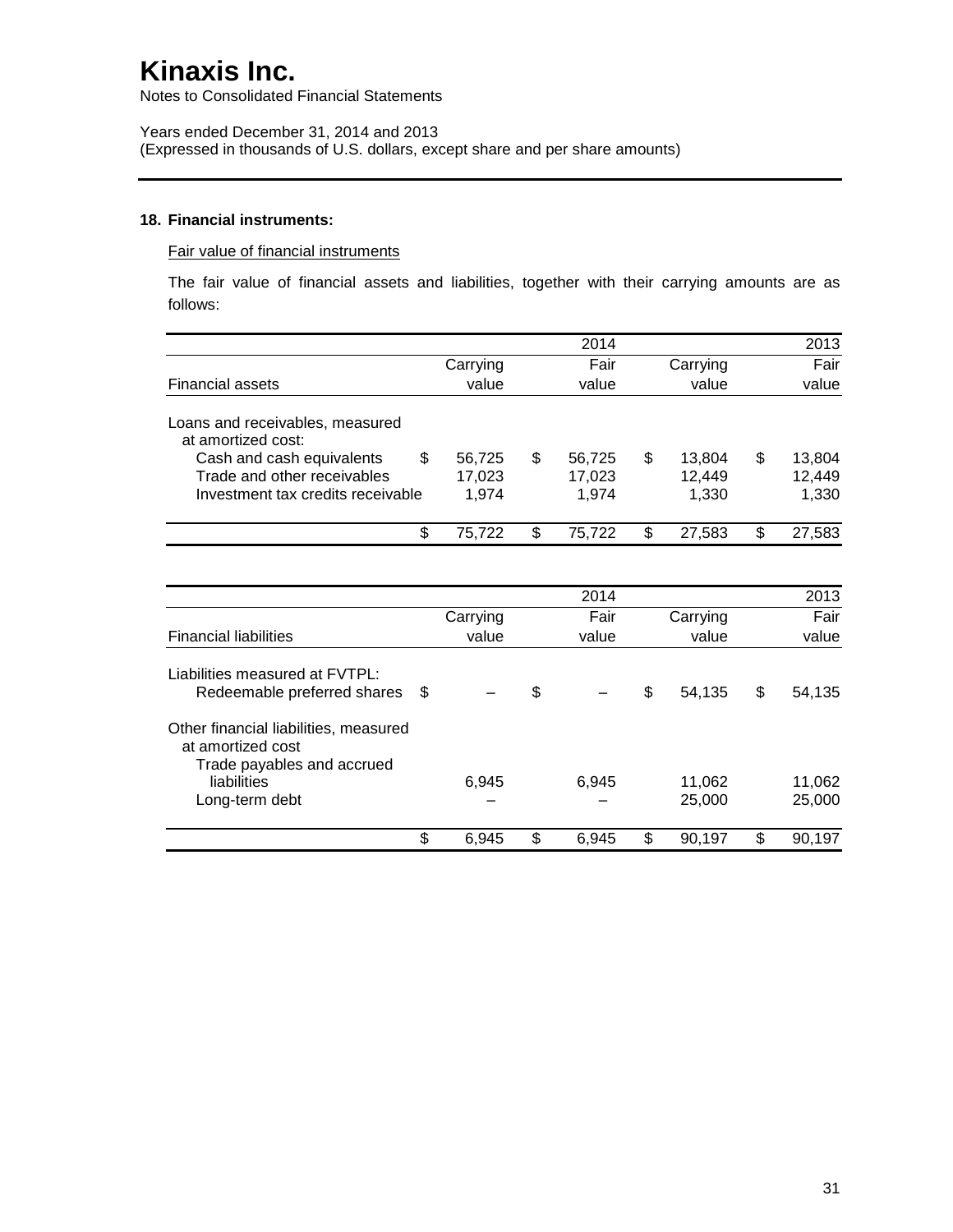# Kinaxis Inc.

Notes to Consolidated Financial Statements

Years ended December 31, 2014 and 2013
(Expressed in thousands of U.S. dollars, except share and per share amounts)

### 18. Financial instruments:

Fair value of financial instruments

The fair value of financial assets and liabilities, together with their carrying amounts are as follows:

| | | 2014 | | 2013 |
|---|---|---|---|---|
| Financial assets | Carrying value | Fair value | Carrying value | Fair value |
| Loans and receivables, measured at amortized cost: | | | | |
| Cash and cash equivalents | $ 56,725 | $ 56,725 | $ 13,804 | $ 13,804 |
| Trade and other receivables | 17,023 | 17,023 | 12,449 | 12,449 |
| Investment tax credits receivable | 1,974 | 1,974 | 1,330 | 1,330 |
| | $ 75,722 | $ 75,722 | $ 27,583 | $ 27,583 |

| | | 2014 | | 2013 |
|---|---|---|---|---|
| Financial liabilities | Carrying value | Fair value | Carrying value | Fair value |
| Liabilities measured at FVTPL: | | | | |
| Redeemable preferred shares | $ – | $ – | $ 54,135 | $ 54,135 |
| Other financial liabilities, measured at amortized cost | | | | |
| Trade payables and accrued liabilities | 6,945 | 6,945 | 11,062 | 11,062 |
| Long-term debt | – | – | 25,000 | 25,000 |
| | $ 6,945 | $ 6,945 | $ 90,197 | $ 90,197 |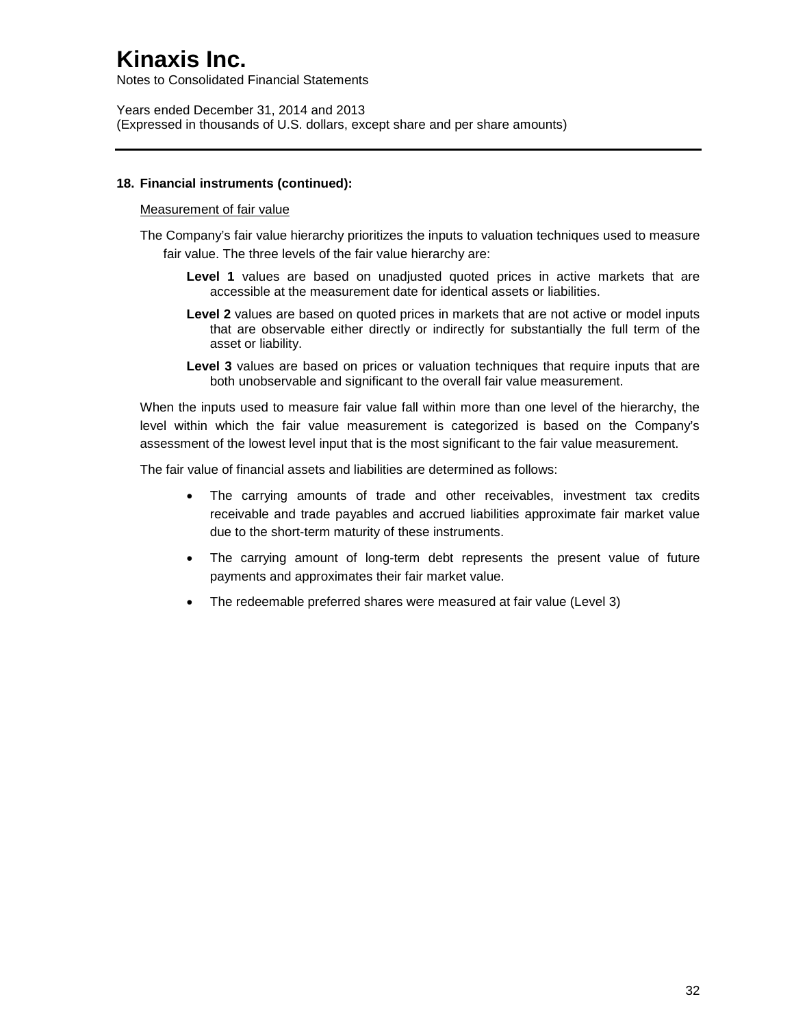## 18. Financial instruments (continued):

Measurement of fair value

The Company's fair value hierarchy prioritizes the inputs to valuation techniques used to measure fair value. The three levels of the fair value hierarchy are:

**Level 1** values are based on unadjusted quoted prices in active markets that are accessible at the measurement date for identical assets or liabilities.

**Level 2** values are based on quoted prices in markets that are not active or model inputs that are observable either directly or indirectly for substantially the full term of the asset or liability.

**Level 3** values are based on prices or valuation techniques that require inputs that are both unobservable and significant to the overall fair value measurement.

When the inputs used to measure fair value fall within more than one level of the hierarchy, the level within which the fair value measurement is categorized is based on the Company's assessment of the lowest level input that is the most significant to the fair value measurement.

The fair value of financial assets and liabilities are determined as follows:

- The carrying amounts of trade and other receivables, investment tax credits receivable and trade payables and accrued liabilities approximate fair market value due to the short-term maturity of these instruments.
- The carrying amount of long-term debt represents the present value of future payments and approximates their fair market value.
- The redeemable preferred shares were measured at fair value (Level 3)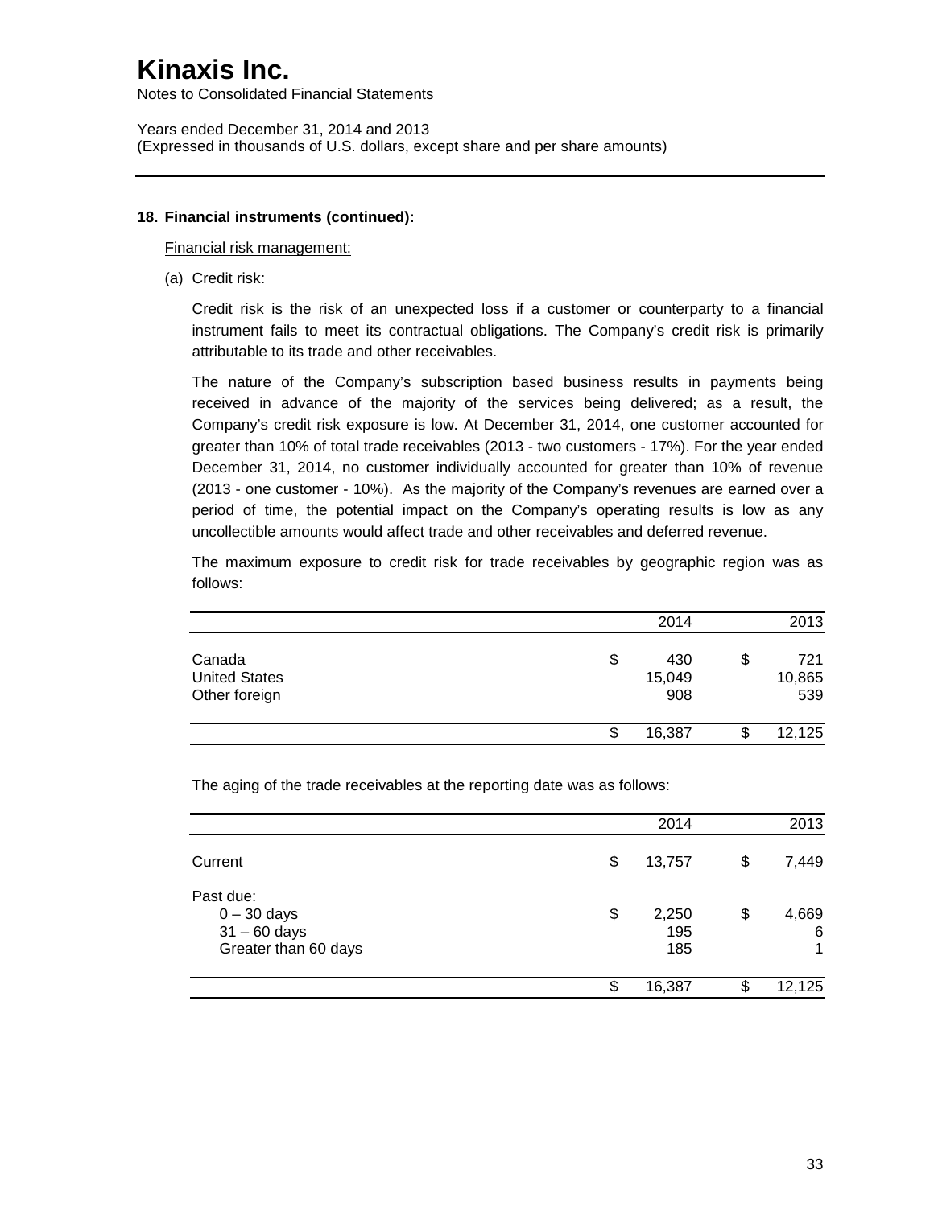# Kinaxis Inc.

Notes to Consolidated Financial Statements

Years ended December 31, 2014 and 2013
(Expressed in thousands of U.S. dollars, except share and per share amounts)

### 18. Financial instruments (continued):

Financial risk management:

(a) Credit risk:

Credit risk is the risk of an unexpected loss if a customer or counterparty to a financial instrument fails to meet its contractual obligations. The Company's credit risk is primarily attributable to its trade and other receivables.

The nature of the Company's subscription based business results in payments being received in advance of the majority of the services being delivered; as a result, the Company's credit risk exposure is low. At December 31, 2014, one customer accounted for greater than 10% of total trade receivables (2013 - two customers - 17%). For the year ended December 31, 2014, no customer individually accounted for greater than 10% of revenue (2013 - one customer - 10%). As the majority of the Company's revenues are earned over a period of time, the potential impact on the Company's operating results is low as any uncollectible amounts would affect trade and other receivables and deferred revenue.

The maximum exposure to credit risk for trade receivables by geographic region was as follows:

| | 2014 | 2013 |
|---|---|---|
| Canada | $ 430 | $ 721 |
| United States | 15,049 | 10,865 |
| Other foreign | 908 | 539 |
| | $ 16,387 | $ 12,125 |

The aging of the trade receivables at the reporting date was as follows:

| | 2014 | 2013 |
|---|---|---|
| Current | $ 13,757 | $ 7,449 |
| Past due: | | |
| 0 – 30 days | $ 2,250 | $ 4,669 |
| 31 – 60 days | 195 | 6 |
| Greater than 60 days | 185 | 1 |
| | $ 16,387 | $ 12,125 |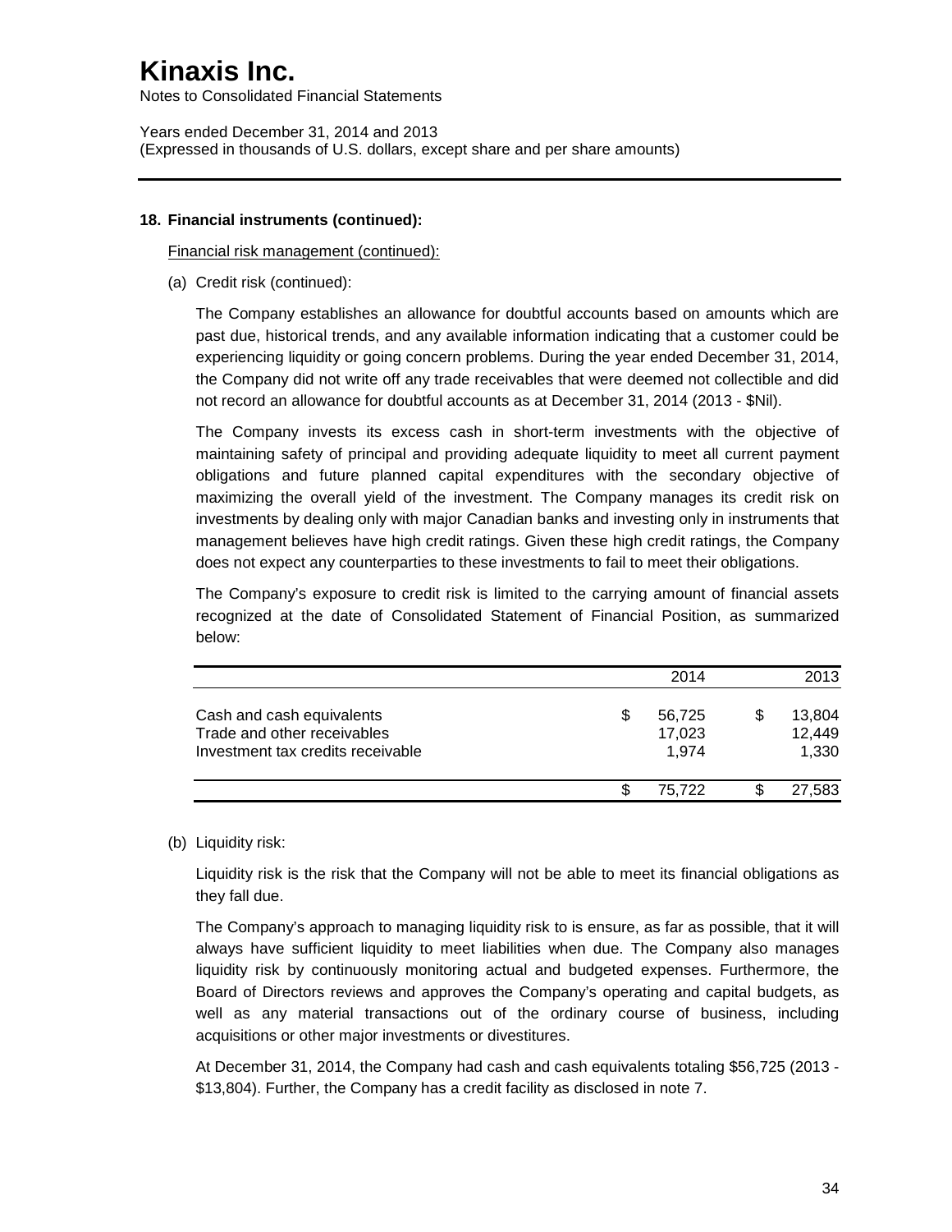### 18. Financial instruments (continued):

Financial risk management (continued):

(a) Credit risk (continued):

The Company establishes an allowance for doubtful accounts based on amounts which are past due, historical trends, and any available information indicating that a customer could be experiencing liquidity or going concern problems. During the year ended December 31, 2014, the Company did not write off any trade receivables that were deemed not collectible and did not record an allowance for doubtful accounts as at December 31, 2014 (2013 - $Nil).

The Company invests its excess cash in short-term investments with the objective of maintaining safety of principal and providing adequate liquidity to meet all current payment obligations and future planned capital expenditures with the secondary objective of maximizing the overall yield of the investment. The Company manages its credit risk on investments by dealing only with major Canadian banks and investing only in instruments that management believes have high credit ratings. Given these high credit ratings, the Company does not expect any counterparties to these investments to fail to meet their obligations.

The Company's exposure to credit risk is limited to the carrying amount of financial assets recognized at the date of Consolidated Statement of Financial Position, as summarized below:

| | 2014 | 2013 |
|---|---|---|
| Cash and cash equivalents | $ 56,725 | $ 13,804 |
| Trade and other receivables | 17,023 | 12,449 |
| Investment tax credits receivable | 1,974 | 1,330 |
| | $ 75,722 | $ 27,583 |

(b) Liquidity risk:

Liquidity risk is the risk that the Company will not be able to meet its financial obligations as they fall due.

The Company's approach to managing liquidity risk to is ensure, as far as possible, that it will always have sufficient liquidity to meet liabilities when due. The Company also manages liquidity risk by continuously monitoring actual and budgeted expenses. Furthermore, the Board of Directors reviews and approves the Company's operating and capital budgets, as well as any material transactions out of the ordinary course of business, including acquisitions or other major investments or divestitures.

At December 31, 2014, the Company had cash and cash equivalents totaling $56,725 (2013 - $13,804). Further, the Company has a credit facility as disclosed in note 7.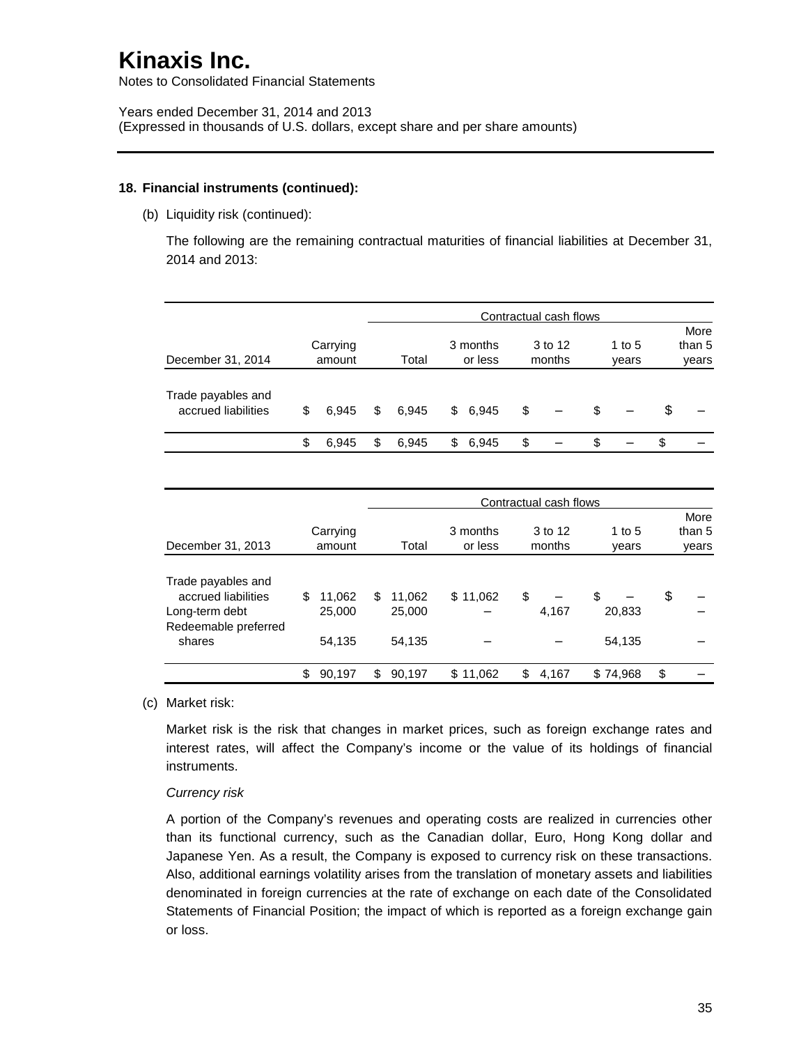# Kinaxis Inc.

Notes to Consolidated Financial Statements

Years ended December 31, 2014 and 2013
(Expressed in thousands of U.S. dollars, except share and per share amounts)

**18. Financial instruments (continued):**

(b) Liquidity risk (continued):

The following are the remaining contractual maturities of financial liabilities at December 31, 2014 and 2013:

| | | Contractual cash flows | | | | |
|---|---|---|---|---|---|---|
| December 31, 2014 | Carrying amount | Total | 3 months or less | 3 to 12 months | 1 to 5 years | More than 5 years |
| Trade payables and accrued liabilities | $ 6,945 | $ 6,945 | $ 6,945 | $ – | $ – | $ – |
| | $ 6,945 | $ 6,945 | $ 6,945 | $ – | $ – | $ – |

| | | Contractual cash flows | | | | |
|---|---|---|---|---|---|---|
| December 31, 2013 | Carrying amount | Total | 3 months or less | 3 to 12 months | 1 to 5 years | More than 5 years |
| Trade payables and accrued liabilities | $ 11,062 | $ 11,062 | $ 11,062 | $ – | $ – | $ – |
| Long-term debt | 25,000 | 25,000 | – | 4,167 | 20,833 | – |
| Redeemable preferred shares | 54,135 | 54,135 | – | – | 54,135 | – |
| | $ 90,197 | $ 90,197 | $ 11,062 | $ 4,167 | $ 74,968 | $ – |

(c) Market risk:

Market risk is the risk that changes in market prices, such as foreign exchange rates and interest rates, will affect the Company's income or the value of its holdings of financial instruments.

*Currency risk*

A portion of the Company's revenues and operating costs are realized in currencies other than its functional currency, such as the Canadian dollar, Euro, Hong Kong dollar and Japanese Yen. As a result, the Company is exposed to currency risk on these transactions. Also, additional earnings volatility arises from the translation of monetary assets and liabilities denominated in foreign currencies at the rate of exchange on each date of the Consolidated Statements of Financial Position; the impact of which is reported as a foreign exchange gain or loss.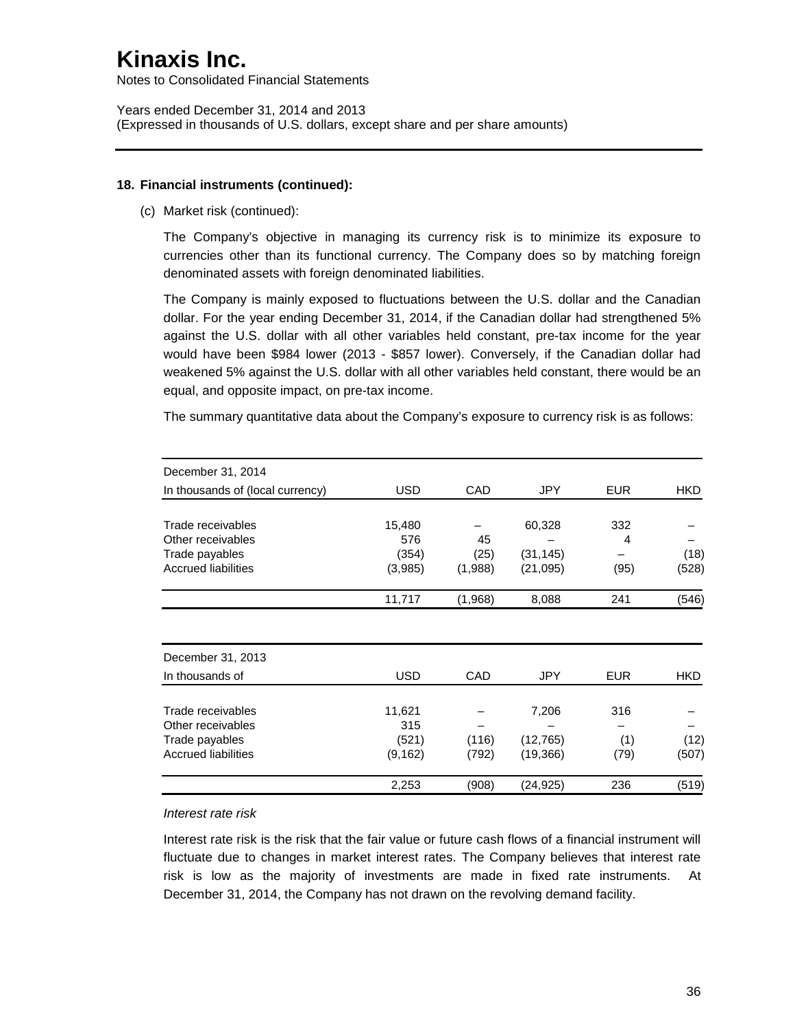# Kinaxis Inc.

Notes to Consolidated Financial Statements

Years ended December 31, 2014 and 2013
(Expressed in thousands of U.S. dollars, except share and per share amounts)

**18. Financial instruments (continued):**

(c) Market risk (continued):

The Company's objective in managing its currency risk is to minimize its exposure to currencies other than its functional currency. The Company does so by matching foreign denominated assets with foreign denominated liabilities.

The Company is mainly exposed to fluctuations between the U.S. dollar and the Canadian dollar. For the year ending December 31, 2014, if the Canadian dollar had strengthened 5% against the U.S. dollar with all other variables held constant, pre-tax income for the year would have been $984 lower (2013 - $857 lower). Conversely, if the Canadian dollar had weakened 5% against the U.S. dollar with all other variables held constant, there would be an equal, and opposite impact, on pre-tax income.

The summary quantitative data about the Company's exposure to currency risk is as follows:

| December 31, 2014<br>In thousands of (local currency) | USD | CAD | JPY | EUR | HKD |
|---|---|---|---|---|---|
| Trade receivables | 15,480 | – | 60,328 | 332 | – |
| Other receivables | 576 | 45 | – | 4 | – |
| Trade payables | (354) | (25) | (31,145) | – | (18) |
| Accrued liabilities | (3,985) | (1,988) | (21,095) | (95) | (528) |
| | 11,717 | (1,968) | 8,088 | 241 | (546) |

| December 31, 2013<br>In thousands of | USD | CAD | JPY | EUR | HKD |
|---|---|---|---|---|---|
| Trade receivables | 11,621 | – | 7,206 | 316 | – |
| Other receivables | 315 | – | – | – | – |
| Trade payables | (521) | (116) | (12,765) | (1) | (12) |
| Accrued liabilities | (9,162) | (792) | (19,366) | (79) | (507) |
| | 2,253 | (908) | (24,925) | 236 | (519) |

*Interest rate risk*

Interest rate risk is the risk that the fair value or future cash flows of a financial instrument will fluctuate due to changes in market interest rates. The Company believes that interest rate risk is low as the majority of investments are made in fixed rate instruments. At December 31, 2014, the Company has not drawn on the revolving demand facility.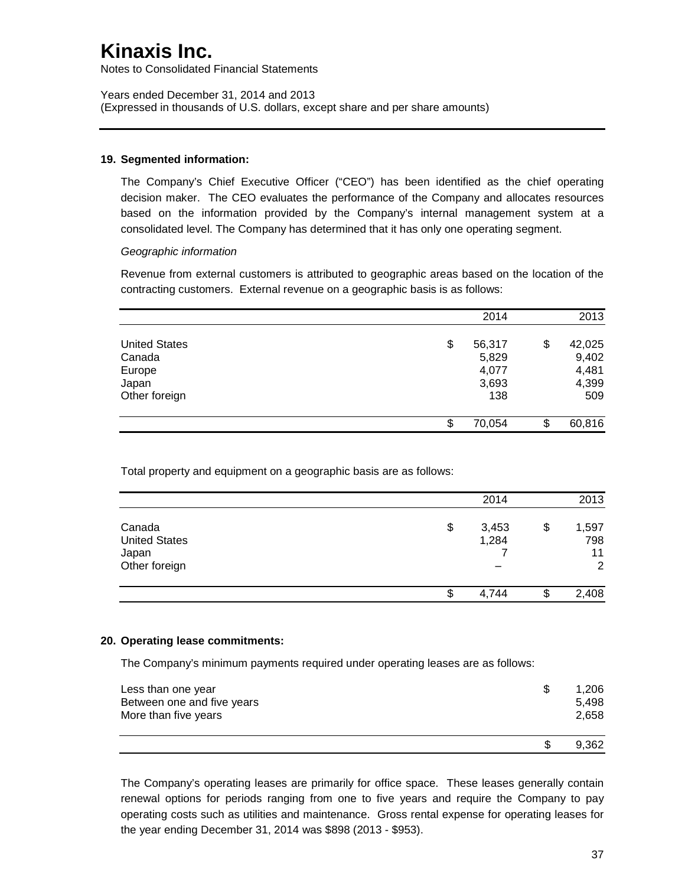# Kinaxis Inc.

Notes to Consolidated Financial Statements

Years ended December 31, 2014 and 2013
(Expressed in thousands of U.S. dollars, except share and per share amounts)

## 19. Segmented information:

The Company's Chief Executive Officer ("CEO") has been identified as the chief operating decision maker. The CEO evaluates the performance of the Company and allocates resources based on the information provided by the Company's internal management system at a consolidated level. The Company has determined that it has only one operating segment.

*Geographic information*

Revenue from external customers is attributed to geographic areas based on the location of the contracting customers. External revenue on a geographic basis is as follows:

| | 2014 | 2013 |
|---|---|---|
| United States | $ 56,317 | $ 42,025 |
| Canada | 5,829 | 9,402 |
| Europe | 4,077 | 4,481 |
| Japan | 3,693 | 4,399 |
| Other foreign | 138 | 509 |
| | $ 70,054 | $ 60,816 |

Total property and equipment on a geographic basis are as follows:

| | 2014 | 2013 |
|---|---|---|
| Canada | $ 3,453 | $ 1,597 |
| United States | 1,284 | 798 |
| Japan | 7 | 11 |
| Other foreign | – | 2 |
| | $ 4,744 | $ 2,408 |

## 20. Operating lease commitments:

The Company's minimum payments required under operating leases are as follows:

| | |
|---|---|
| Less than one year | $ 1,206 |
| Between one and five years | 5,498 |
| More than five years | 2,658 |
| | $ 9,362 |

The Company's operating leases are primarily for office space. These leases generally contain renewal options for periods ranging from one to five years and require the Company to pay operating costs such as utilities and maintenance. Gross rental expense for operating leases for the year ending December 31, 2014 was $898 (2013 - $953).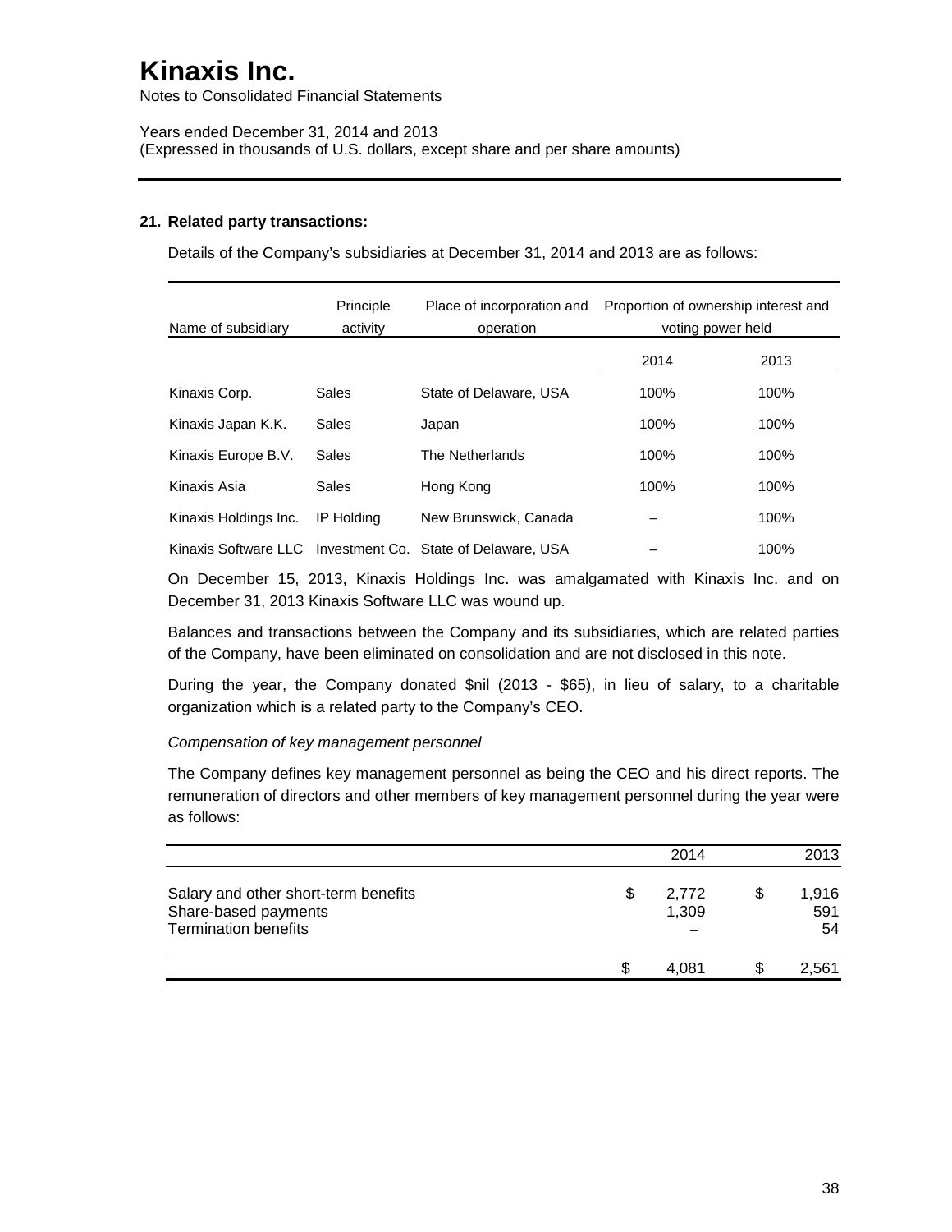# Kinaxis Inc.

Notes to Consolidated Financial Statements

Years ended December 31, 2014 and 2013
(Expressed in thousands of U.S. dollars, except share and per share amounts)

**21. Related party transactions:**

Details of the Company's subsidiaries at December 31, 2014 and 2013 are as follows:

| Name of subsidiary | Principle activity | Place of incorporation and operation | Proportion of ownership interest and voting power held | |
|---|---|---|---|---|
| | | | 2014 | 2013 |
| Kinaxis Corp. | Sales | State of Delaware, USA | 100% | 100% |
| Kinaxis Japan K.K. | Sales | Japan | 100% | 100% |
| Kinaxis Europe B.V. | Sales | The Netherlands | 100% | 100% |
| Kinaxis Asia | Sales | Hong Kong | 100% | 100% |
| Kinaxis Holdings Inc. | IP Holding | New Brunswick, Canada | – | 100% |
| Kinaxis Software LLC | Investment Co. | State of Delaware, USA | – | 100% |

On December 15, 2013, Kinaxis Holdings Inc. was amalgamated with Kinaxis Inc. and on December 31, 2013 Kinaxis Software LLC was wound up.

Balances and transactions between the Company and its subsidiaries, which are related parties of the Company, have been eliminated on consolidation and are not disclosed in this note.

During the year, the Company donated $nil (2013 - $65), in lieu of salary, to a charitable organization which is a related party to the Company's CEO.

*Compensation of key management personnel*

The Company defines key management personnel as being the CEO and his direct reports. The remuneration of directors and other members of key management personnel during the year were as follows:

| | 2014 | 2013 |
|---|---|---|
| Salary and other short-term benefits | $ 2,772 | $ 1,916 |
| Share-based payments | 1,309 | 591 |
| Termination benefits | – | 54 |
| | $ 4,081 | $ 2,561 |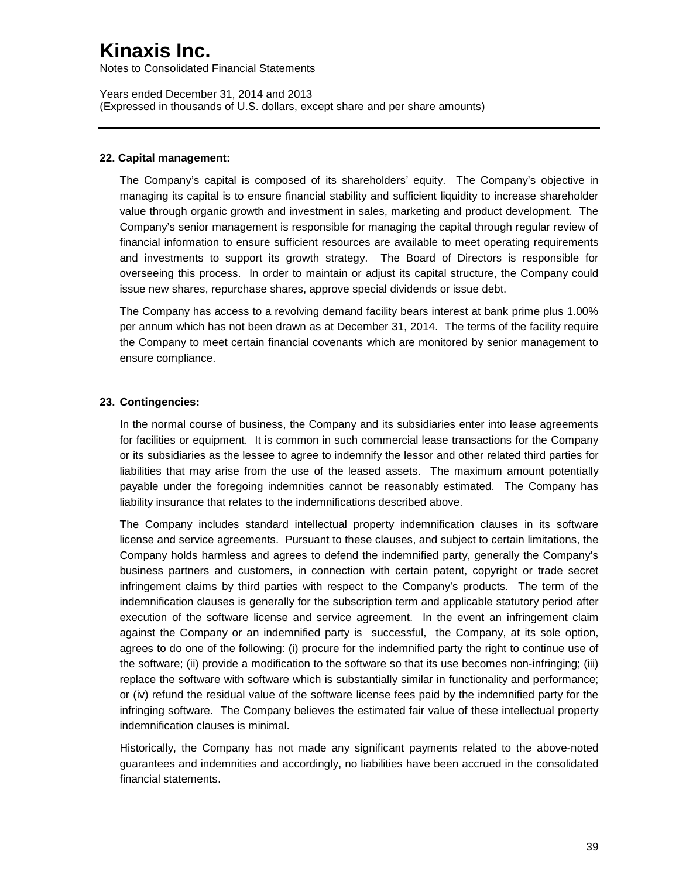# Kinaxis Inc.

Notes to Consolidated Financial Statements

Years ended December 31, 2014 and 2013
(Expressed in thousands of U.S. dollars, except share and per share amounts)

---

**22. Capital management:**

The Company's capital is composed of its shareholders' equity. The Company's objective in managing its capital is to ensure financial stability and sufficient liquidity to increase shareholder value through organic growth and investment in sales, marketing and product development. The Company's senior management is responsible for managing the capital through regular review of financial information to ensure sufficient resources are available to meet operating requirements and investments to support its growth strategy. The Board of Directors is responsible for overseeing this process. In order to maintain or adjust its capital structure, the Company could issue new shares, repurchase shares, approve special dividends or issue debt.

The Company has access to a revolving demand facility bears interest at bank prime plus 1.00% per annum which has not been drawn as at December 31, 2014. The terms of the facility require the Company to meet certain financial covenants which are monitored by senior management to ensure compliance.

**23. Contingencies:**

In the normal course of business, the Company and its subsidiaries enter into lease agreements for facilities or equipment. It is common in such commercial lease transactions for the Company or its subsidiaries as the lessee to agree to indemnify the lessor and other related third parties for liabilities that may arise from the use of the leased assets. The maximum amount potentially payable under the foregoing indemnities cannot be reasonably estimated. The Company has liability insurance that relates to the indemnifications described above.

The Company includes standard intellectual property indemnification clauses in its software license and service agreements. Pursuant to these clauses, and subject to certain limitations, the Company holds harmless and agrees to defend the indemnified party, generally the Company's business partners and customers, in connection with certain patent, copyright or trade secret infringement claims by third parties with respect to the Company's products. The term of the indemnification clauses is generally for the subscription term and applicable statutory period after execution of the software license and service agreement. In the event an infringement claim against the Company or an indemnified party is successful, the Company, at its sole option, agrees to do one of the following: (i) procure for the indemnified party the right to continue use of the software; (ii) provide a modification to the software so that its use becomes non-infringing; (iii) replace the software with software which is substantially similar in functionality and performance; or (iv) refund the residual value of the software license fees paid by the indemnified party for the infringing software. The Company believes the estimated fair value of these intellectual property indemnification clauses is minimal.

Historically, the Company has not made any significant payments related to the above-noted guarantees and indemnities and accordingly, no liabilities have been accrued in the consolidated financial statements.